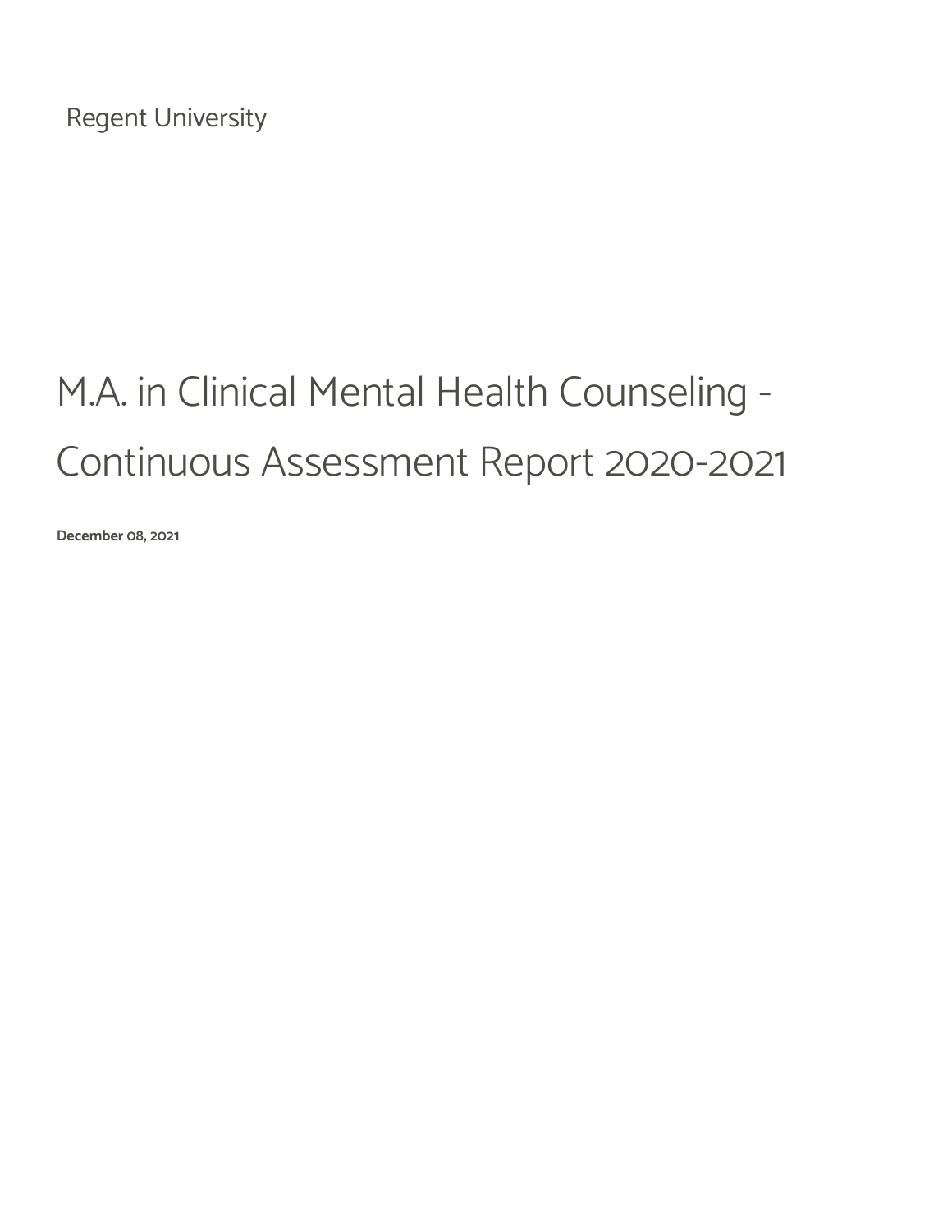Regent University

# M.A. in Clinical Mental Health Counseling - Continuous Assessment Report 2020-2021

**December 08, 2021**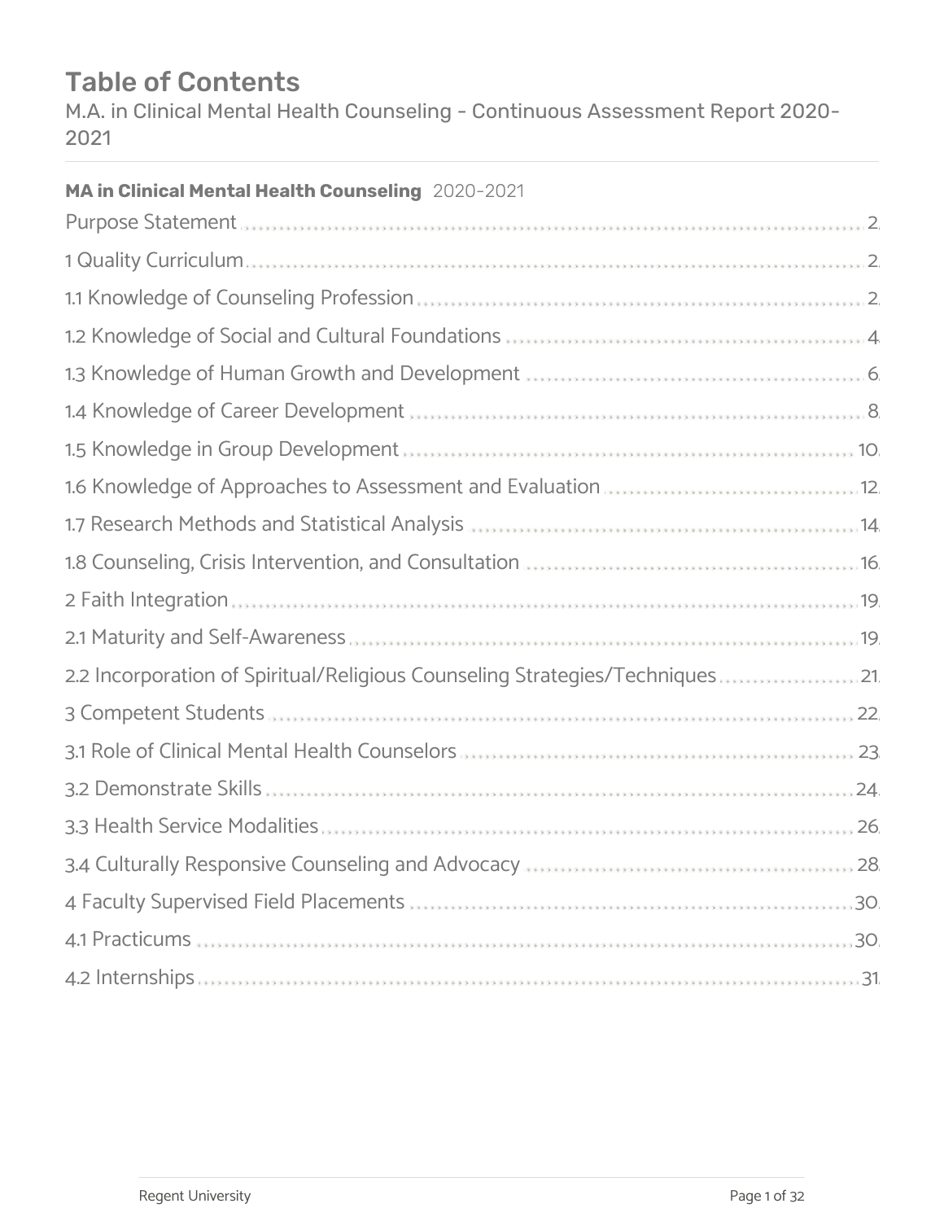# Table of Contents

M.A. in Clinical Mental Health Counseling - Continuous Assessment Report 2020-2021

**MA in Clinical Mental Health Counseling** 2020-2021

| | |
|---|---|
| Purpose Statement | 2 |
| 1 Quality Curriculum | 2 |
| 1.1 Knowledge of Counseling Profession | 2 |
| 1.2 Knowledge of Social and Cultural Foundations | 4 |
| 1.3 Knowledge of Human Growth and Development | 6 |
| 1.4 Knowledge of Career Development | 8 |
| 1.5 Knowledge in Group Development | 10 |
| 1.6 Knowledge of Approaches to Assessment and Evaluation | 12 |
| 1.7 Research Methods and Statistical Analysis | 14 |
| 1.8 Counseling, Crisis Intervention, and Consultation | 16 |
| 2 Faith Integration | 19 |
| 2.1 Maturity and Self-Awareness | 19 |
| 2.2 Incorporation of Spiritual/Religious Counseling Strategies/Techniques | 21 |
| 3 Competent Students | 22 |
| 3.1 Role of Clinical Mental Health Counselors | 23 |
| 3.2 Demonstrate Skills | 24 |
| 3.3 Health Service Modalities | 26 |
| 3.4 Culturally Responsive Counseling and Advocacy | 28 |
| 4 Faculty Supervised Field Placements | 30 |
| 4.1 Practicums | 30 |
| 4.2 Internships | 31 |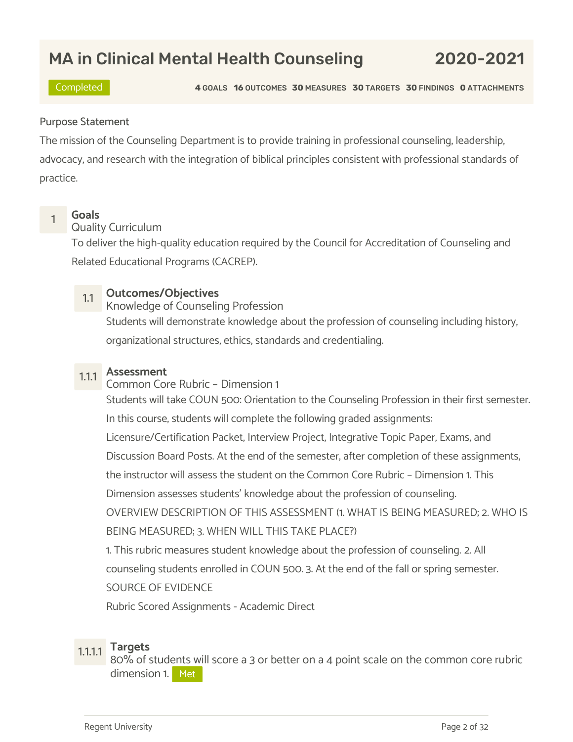# MA in Clinical Mental Health Counseling — 2020-2021

Completed

**4** GOALS **16** OUTCOMES **30** MEASURES **30** TARGETS **30** FINDINGS **0** ATTACHMENTS

Purpose Statement

The mission of the Counseling Department is to provide training in professional counseling, leadership, advocacy, and research with the integration of biblical principles consistent with professional standards of practice.

## 1 Goals

Quality Curriculum

To deliver the high-quality education required by the Council for Accreditation of Counseling and Related Educational Programs (CACREP).

### 1.1 Outcomes/Objectives

Knowledge of Counseling Profession

Students will demonstrate knowledge about the profession of counseling including history, organizational structures, ethics, standards and credentialing.

### 1.1.1 Assessment

Common Core Rubric – Dimension 1

Students will take COUN 500: Orientation to the Counseling Profession in their first semester. In this course, students will complete the following graded assignments: Licensure/Certification Packet, Interview Project, Integrative Topic Paper, Exams, and Discussion Board Posts. At the end of the semester, after completion of these assignments, the instructor will assess the student on the Common Core Rubric – Dimension 1. This Dimension assesses students' knowledge about the profession of counseling.

OVERVIEW DESCRIPTION OF THIS ASSESSMENT (1. WHAT IS BEING MEASURED; 2. WHO IS BEING MEASURED; 3. WHEN WILL THIS TAKE PLACE?)

1. This rubric measures student knowledge about the profession of counseling. 2. All counseling students enrolled in COUN 500. 3. At the end of the fall or spring semester.

SOURCE OF EVIDENCE

Rubric Scored Assignments - Academic Direct

### 1.1.1.1 Targets

80% of students will score a 3 or better on a 4 point scale on the common core rubric dimension 1. Met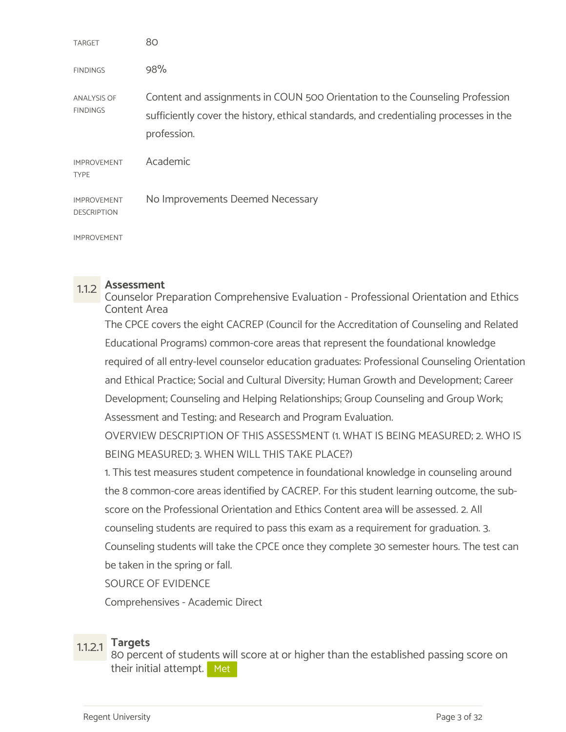| | |
|---|---|
| TARGET | 80 |
| FINDINGS | 98% |
| ANALYSIS OF FINDINGS | Content and assignments in COUN 500 Orientation to the Counseling Profession sufficiently cover the history, ethical standards, and credentialing processes in the profession. |
| IMPROVEMENT TYPE | Academic |
| IMPROVEMENT DESCRIPTION | No Improvements Deemed Necessary |
| IMPROVEMENT | |

### 1.1.2 Assessment

Counselor Preparation Comprehensive Evaluation - Professional Orientation and Ethics Content Area

The CPCE covers the eight CACREP (Council for the Accreditation of Counseling and Related Educational Programs) common-core areas that represent the foundational knowledge required of all entry-level counselor education graduates: Professional Counseling Orientation and Ethical Practice; Social and Cultural Diversity; Human Growth and Development; Career Development; Counseling and Helping Relationships; Group Counseling and Group Work; Assessment and Testing; and Research and Program Evaluation.

OVERVIEW DESCRIPTION OF THIS ASSESSMENT (1. WHAT IS BEING MEASURED; 2. WHO IS BEING MEASURED; 3. WHEN WILL THIS TAKE PLACE?)

1. This test measures student competence in foundational knowledge in counseling around the 8 common-core areas identified by CACREP. For this student learning outcome, the sub-score on the Professional Orientation and Ethics Content area will be assessed. 2. All counseling students are required to pass this exam as a requirement for graduation. 3. Counseling students will take the CPCE once they complete 30 semester hours. The test can be taken in the spring or fall.

SOURCE OF EVIDENCE

Comprehensives - Academic Direct

#### 1.1.2.1 Targets

80 percent of students will score at or higher than the established passing score on their initial attempt. Met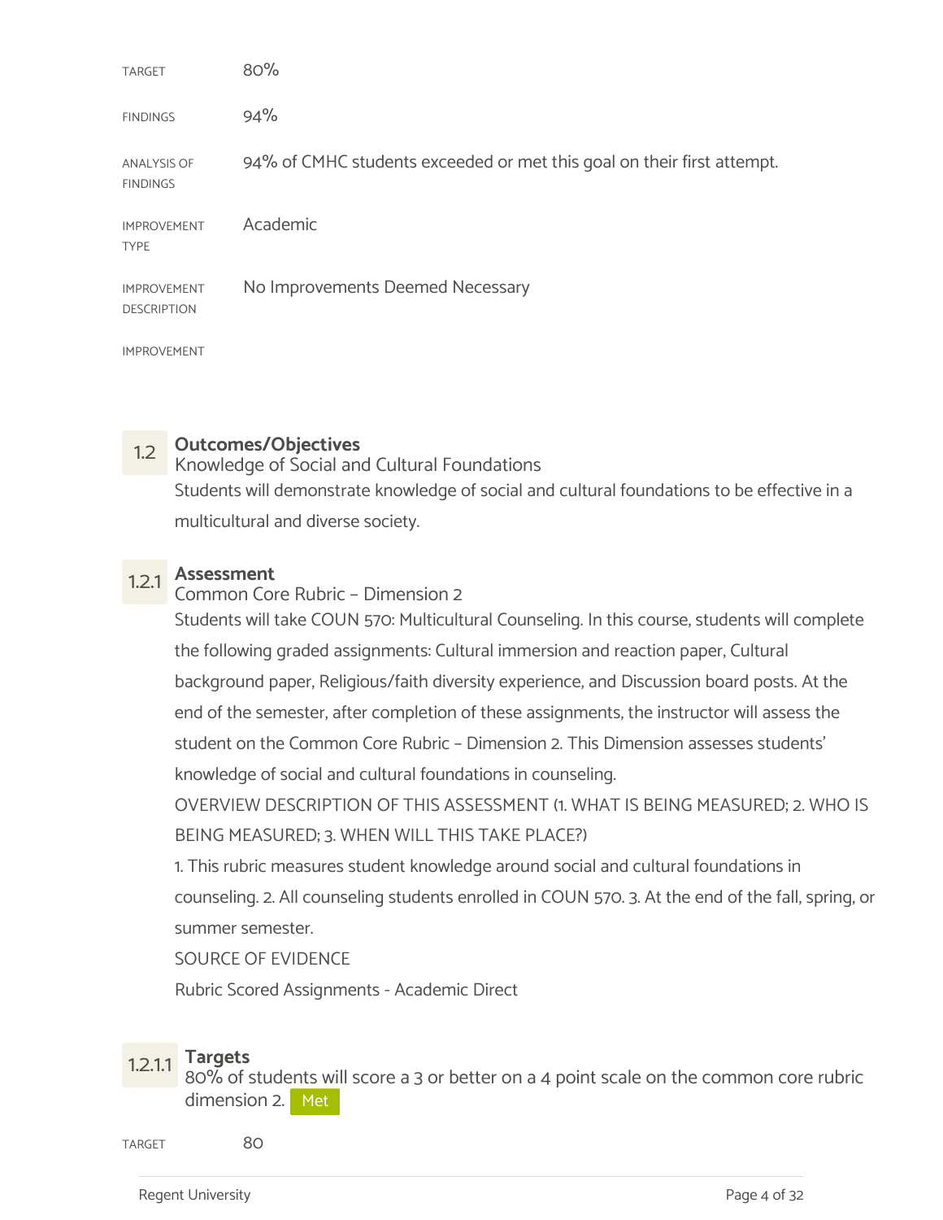| | |
|---|---|
| TARGET | 80% |
| FINDINGS | 94% |
| ANALYSIS OF FINDINGS | 94% of CMHC students exceeded or met this goal on their first attempt. |
| IMPROVEMENT TYPE | Academic |
| IMPROVEMENT DESCRIPTION | No Improvements Deemed Necessary |
| IMPROVEMENT | |

## 1.2 Outcomes/Objectives

Knowledge of Social and Cultural Foundations

Students will demonstrate knowledge of social and cultural foundations to be effective in a multicultural and diverse society.

### 1.2.1 Assessment

Common Core Rubric – Dimension 2

Students will take COUN 570: Multicultural Counseling. In this course, students will complete the following graded assignments: Cultural immersion and reaction paper, Cultural background paper, Religious/faith diversity experience, and Discussion board posts. At the end of the semester, after completion of these assignments, the instructor will assess the student on the Common Core Rubric – Dimension 2. This Dimension assesses students' knowledge of social and cultural foundations in counseling.

OVERVIEW DESCRIPTION OF THIS ASSESSMENT (1. WHAT IS BEING MEASURED; 2. WHO IS BEING MEASURED; 3. WHEN WILL THIS TAKE PLACE?)

1. This rubric measures student knowledge around social and cultural foundations in counseling. 2. All counseling students enrolled in COUN 570. 3. At the end of the fall, spring, or summer semester.

SOURCE OF EVIDENCE

Rubric Scored Assignments - Academic Direct

#### 1.2.1.1 Targets

80% of students will score a 3 or better on a 4 point scale on the common core rubric dimension 2. Met

| | |
|---|---|
| TARGET | 80 |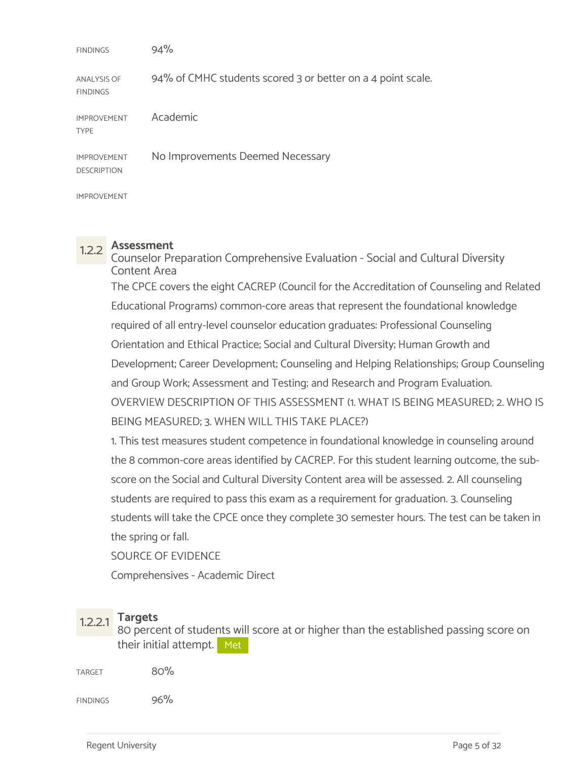FINDINGS 94%

ANALYSIS OF FINDINGS 94% of CMHC students scored 3 or better on a 4 point scale.

IMPROVEMENT TYPE Academic

IMPROVEMENT DESCRIPTION No Improvements Deemed Necessary

IMPROVEMENT

### 1.2.2 Assessment

Counselor Preparation Comprehensive Evaluation - Social and Cultural Diversity Content Area

The CPCE covers the eight CACREP (Council for the Accreditation of Counseling and Related Educational Programs) common-core areas that represent the foundational knowledge required of all entry-level counselor education graduates: Professional Counseling Orientation and Ethical Practice; Social and Cultural Diversity; Human Growth and Development; Career Development; Counseling and Helping Relationships; Group Counseling and Group Work; Assessment and Testing; and Research and Program Evaluation.

OVERVIEW DESCRIPTION OF THIS ASSESSMENT (1. WHAT IS BEING MEASURED; 2. WHO IS BEING MEASURED; 3. WHEN WILL THIS TAKE PLACE?)

1. This test measures student competence in foundational knowledge in counseling around the 8 common-core areas identified by CACREP. For this student learning outcome, the sub-score on the Social and Cultural Diversity Content area will be assessed. 2. All counseling students are required to pass this exam as a requirement for graduation. 3. Counseling students will take the CPCE once they complete 30 semester hours. The test can be taken in the spring or fall.

SOURCE OF EVIDENCE

Comprehensives - Academic Direct

#### 1.2.2.1 Targets

80 percent of students will score at or higher than the established passing score on their initial attempt. Met

TARGET 80%

FINDINGS 96%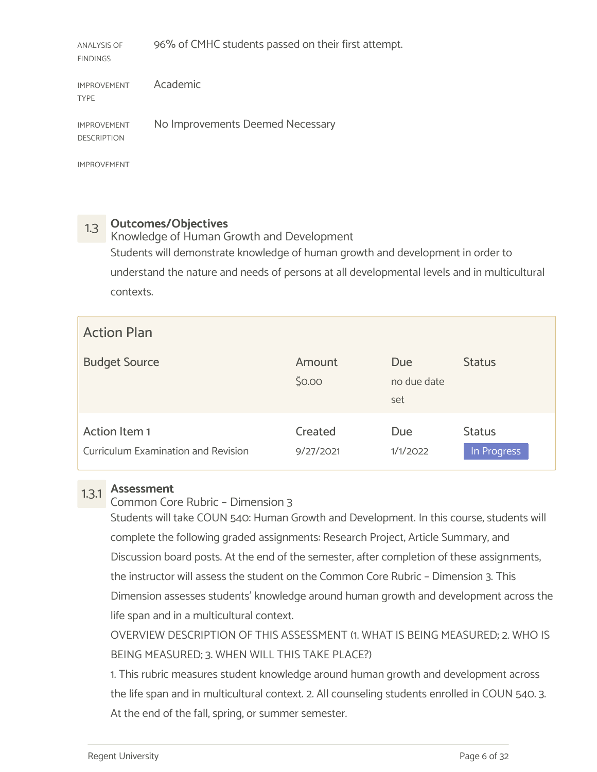| | |
|---|---|
| ANALYSIS OF FINDINGS | 96% of CMHC students passed on their first attempt. |
| IMPROVEMENT TYPE | Academic |
| IMPROVEMENT DESCRIPTION | No Improvements Deemed Necessary |
| IMPROVEMENT | |

## 1.3 Outcomes/Objectives

Knowledge of Human Growth and Development

Students will demonstrate knowledge of human growth and development in order to understand the nature and needs of persons at all developmental levels and in multicultural contexts.

**Action Plan**

| Budget Source | Amount | Due | Status |
|---|---|---|---|
| | $0.00 | no due date set | |

| Action Item 1 | Created | Due | Status |
|---|---|---|---|
| Curriculum Examination and Revision | 9/27/2021 | 1/1/2022 | In Progress |

### 1.3.1 Assessment

Common Core Rubric – Dimension 3

Students will take COUN 540: Human Growth and Development. In this course, students will complete the following graded assignments: Research Project, Article Summary, and Discussion board posts. At the end of the semester, after completion of these assignments, the instructor will assess the student on the Common Core Rubric – Dimension 3. This Dimension assesses students' knowledge around human growth and development across the life span and in a multicultural context.

OVERVIEW DESCRIPTION OF THIS ASSESSMENT (1. WHAT IS BEING MEASURED; 2. WHO IS BEING MEASURED; 3. WHEN WILL THIS TAKE PLACE?)

1. This rubric measures student knowledge around human growth and development across the life span and in multicultural context. 2. All counseling students enrolled in COUN 540. 3. At the end of the fall, spring, or summer semester.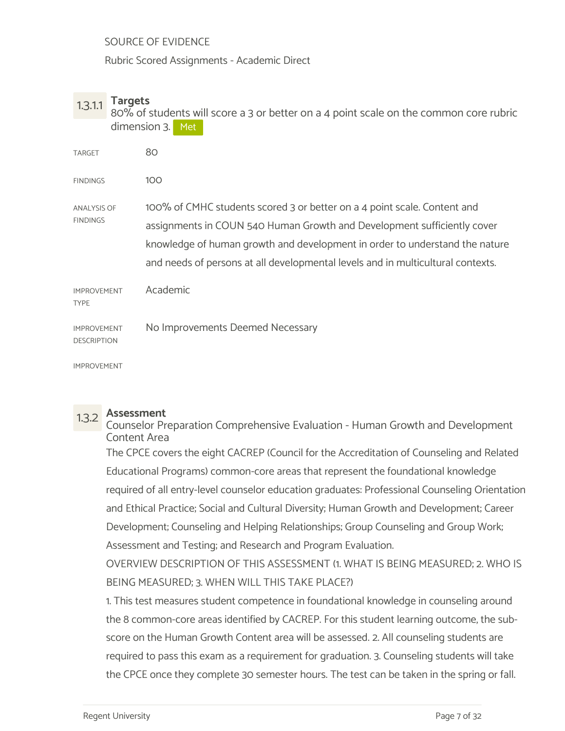SOURCE OF EVIDENCE

Rubric Scored Assignments - Academic Direct

### 1.3.1.1 Targets

80% of students will score a 3 or better on a 4 point scale on the common core rubric dimension 3. Met

| | |
|---|---|
| TARGET | 80 |
| FINDINGS | 100 |
| ANALYSIS OF FINDINGS | 100% of CMHC students scored 3 or better on a 4 point scale. Content and assignments in COUN 540 Human Growth and Development sufficiently cover knowledge of human growth and development in order to understand the nature and needs of persons at all developmental levels and in multicultural contexts. |
| IMPROVEMENT TYPE | Academic |
| IMPROVEMENT DESCRIPTION | No Improvements Deemed Necessary |
| IMPROVEMENT | |

### 1.3.2 Assessment

Counselor Preparation Comprehensive Evaluation - Human Growth and Development Content Area

The CPCE covers the eight CACREP (Council for the Accreditation of Counseling and Related Educational Programs) common-core areas that represent the foundational knowledge required of all entry-level counselor education graduates: Professional Counseling Orientation and Ethical Practice; Social and Cultural Diversity; Human Growth and Development; Career Development; Counseling and Helping Relationships; Group Counseling and Group Work; Assessment and Testing; and Research and Program Evaluation.

OVERVIEW DESCRIPTION OF THIS ASSESSMENT (1. WHAT IS BEING MEASURED; 2. WHO IS BEING MEASURED; 3. WHEN WILL THIS TAKE PLACE?)

1. This test measures student competence in foundational knowledge in counseling around the 8 common-core areas identified by CACREP. For this student learning outcome, the sub-score on the Human Growth Content area will be assessed. 2. All counseling students are required to pass this exam as a requirement for graduation. 3. Counseling students will take the CPCE once they complete 30 semester hours. The test can be taken in the spring or fall.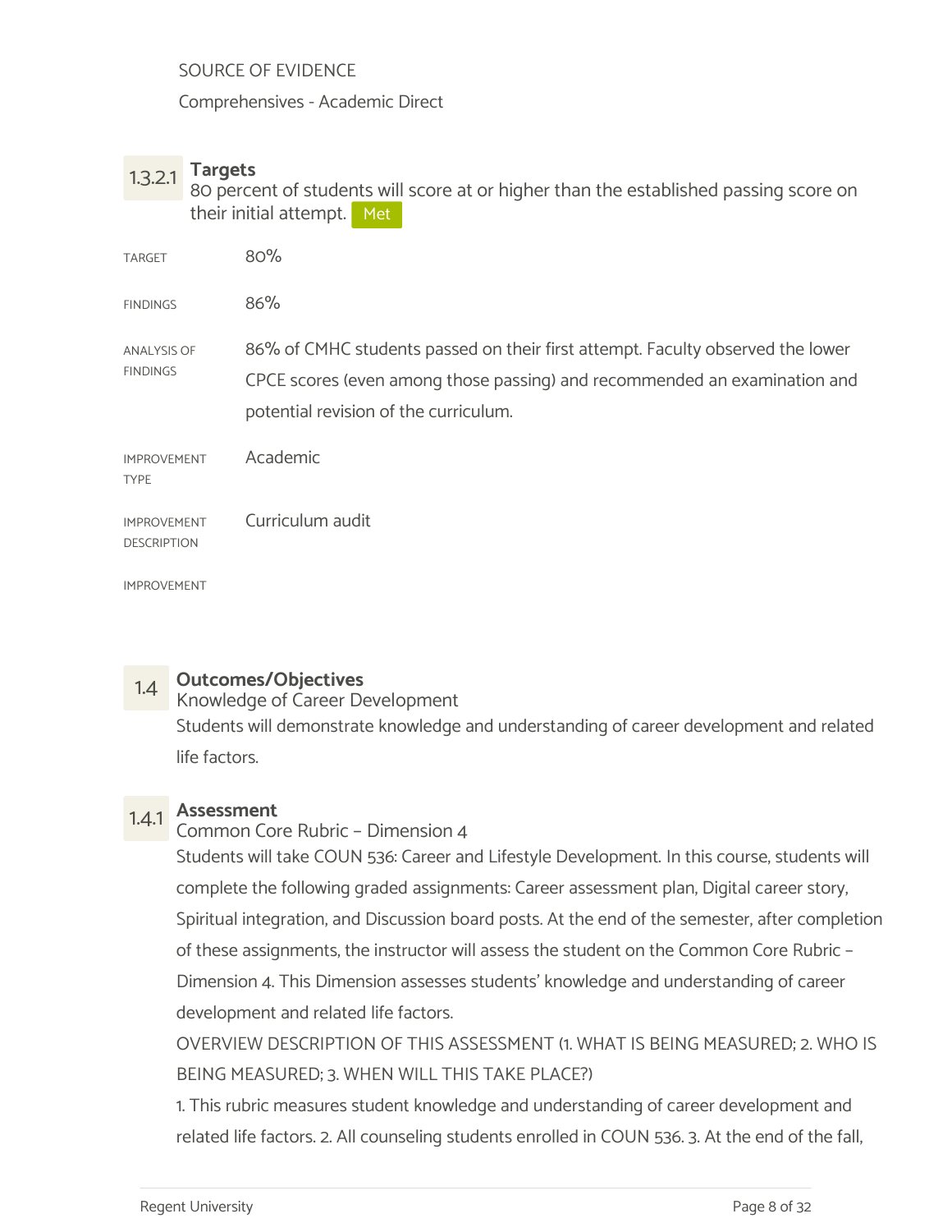SOURCE OF EVIDENCE

Comprehensives - Academic Direct

### 1.3.2.1 Targets

80 percent of students will score at or higher than the established passing score on their initial attempt. Met

| | |
|---|---|
| TARGET | 80% |
| FINDINGS | 86% |
| ANALYSIS OF FINDINGS | 86% of CMHC students passed on their first attempt. Faculty observed the lower CPCE scores (even among those passing) and recommended an examination and potential revision of the curriculum. |
| IMPROVEMENT TYPE | Academic |
| IMPROVEMENT DESCRIPTION | Curriculum audit |
| IMPROVEMENT | |

## 1.4 Outcomes/Objectives

Knowledge of Career Development

Students will demonstrate knowledge and understanding of career development and related life factors.

### 1.4.1 Assessment

Common Core Rubric – Dimension 4

Students will take COUN 536: Career and Lifestyle Development. In this course, students will complete the following graded assignments: Career assessment plan, Digital career story, Spiritual integration, and Discussion board posts. At the end of the semester, after completion of these assignments, the instructor will assess the student on the Common Core Rubric – Dimension 4. This Dimension assesses students' knowledge and understanding of career development and related life factors.

OVERVIEW DESCRIPTION OF THIS ASSESSMENT (1. WHAT IS BEING MEASURED; 2. WHO IS BEING MEASURED; 3. WHEN WILL THIS TAKE PLACE?)

1. This rubric measures student knowledge and understanding of career development and related life factors. 2. All counseling students enrolled in COUN 536. 3. At the end of the fall,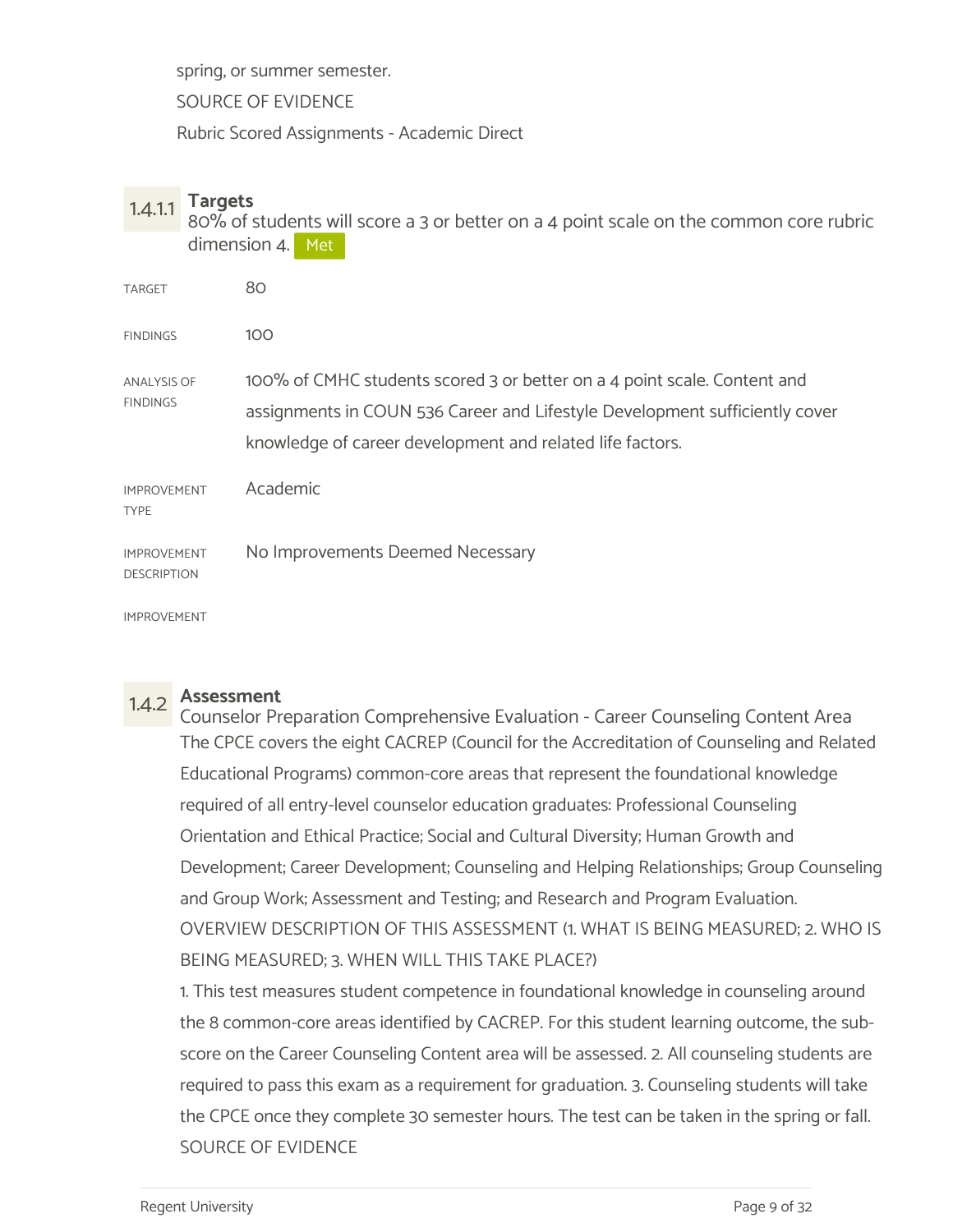spring, or summer semester.

SOURCE OF EVIDENCE

Rubric Scored Assignments - Academic Direct

### 1.4.1.1 Targets

80% of students will score a 3 or better on a 4 point scale on the common core rubric dimension 4. Met

| | |
|---|---|
| TARGET | 80 |
| FINDINGS | 100 |
| ANALYSIS OF FINDINGS | 100% of CMHC students scored 3 or better on a 4 point scale. Content and assignments in COUN 536 Career and Lifestyle Development sufficiently cover knowledge of career development and related life factors. |
| IMPROVEMENT TYPE | Academic |
| IMPROVEMENT DESCRIPTION | No Improvements Deemed Necessary |
| IMPROVEMENT | |

### 1.4.2 Assessment

Counselor Preparation Comprehensive Evaluation - Career Counseling Content Area

The CPCE covers the eight CACREP (Council for the Accreditation of Counseling and Related Educational Programs) common-core areas that represent the foundational knowledge required of all entry-level counselor education graduates: Professional Counseling Orientation and Ethical Practice; Social and Cultural Diversity; Human Growth and Development; Career Development; Counseling and Helping Relationships; Group Counseling and Group Work; Assessment and Testing; and Research and Program Evaluation.

OVERVIEW DESCRIPTION OF THIS ASSESSMENT (1. WHAT IS BEING MEASURED; 2. WHO IS BEING MEASURED; 3. WHEN WILL THIS TAKE PLACE?)

1. This test measures student competence in foundational knowledge in counseling around the 8 common-core areas identified by CACREP. For this student learning outcome, the sub-score on the Career Counseling Content area will be assessed. 2. All counseling students are required to pass this exam as a requirement for graduation. 3. Counseling students will take the CPCE once they complete 30 semester hours. The test can be taken in the spring or fall.

SOURCE OF EVIDENCE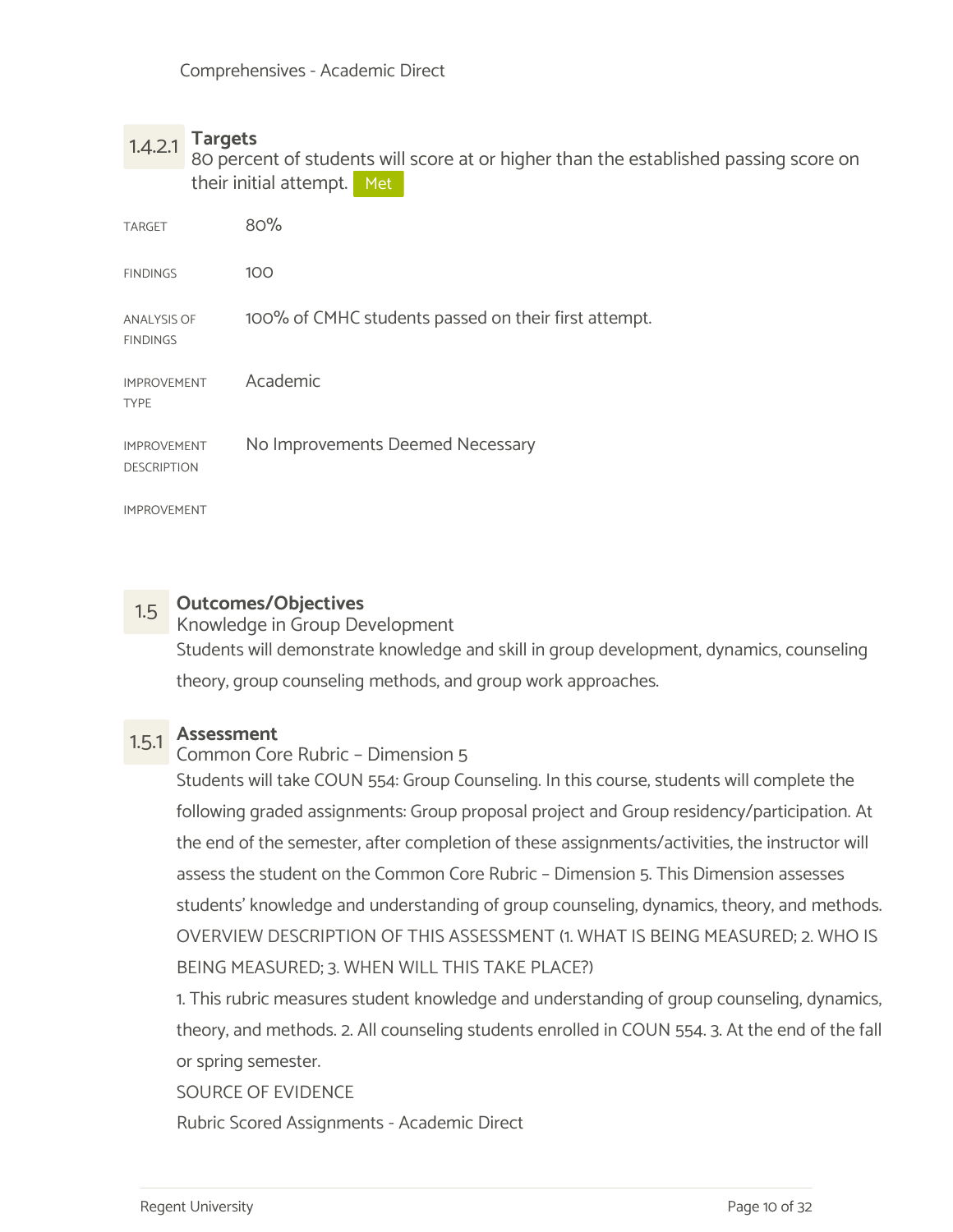Comprehensives - Academic Direct

### 1.4.2.1 Targets

80 percent of students will score at or higher than the established passing score on their initial attempt. Met

| | |
|---|---|
| TARGET | 80% |
| FINDINGS | 100 |
| ANALYSIS OF FINDINGS | 100% of CMHC students passed on their first attempt. |
| IMPROVEMENT TYPE | Academic |
| IMPROVEMENT DESCRIPTION | No Improvements Deemed Necessary |
| IMPROVEMENT | |

## 1.5 Outcomes/Objectives

Knowledge in Group Development

Students will demonstrate knowledge and skill in group development, dynamics, counseling theory, group counseling methods, and group work approaches.

### 1.5.1 Assessment

Common Core Rubric – Dimension 5

Students will take COUN 554: Group Counseling. In this course, students will complete the following graded assignments: Group proposal project and Group residency/participation. At the end of the semester, after completion of these assignments/activities, the instructor will assess the student on the Common Core Rubric – Dimension 5. This Dimension assesses students' knowledge and understanding of group counseling, dynamics, theory, and methods.

OVERVIEW DESCRIPTION OF THIS ASSESSMENT (1. WHAT IS BEING MEASURED; 2. WHO IS BEING MEASURED; 3. WHEN WILL THIS TAKE PLACE?)

1. This rubric measures student knowledge and understanding of group counseling, dynamics, theory, and methods. 2. All counseling students enrolled in COUN 554. 3. At the end of the fall or spring semester.

SOURCE OF EVIDENCE

Rubric Scored Assignments - Academic Direct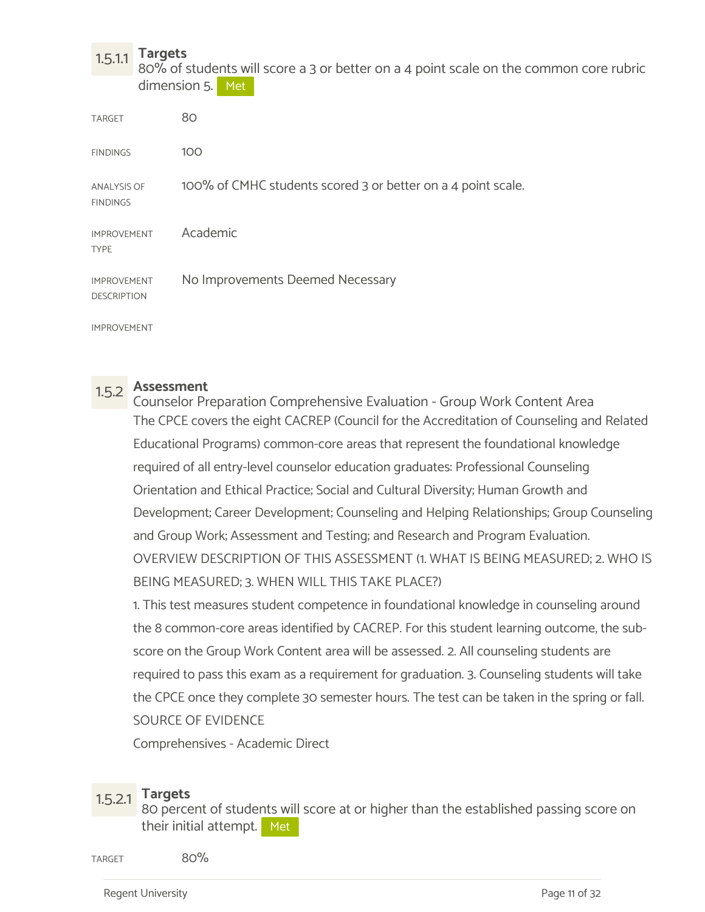### 1.5.1.1 Targets

80% of students will score a 3 or better on a 4 point scale on the common core rubric dimension 5. Met

| | |
|---|---|
| TARGET | 80 |
| FINDINGS | 100 |
| ANALYSIS OF FINDINGS | 100% of CMHC students scored 3 or better on a 4 point scale. |
| IMPROVEMENT TYPE | Academic |
| IMPROVEMENT DESCRIPTION | No Improvements Deemed Necessary |
| IMPROVEMENT | |

### 1.5.2 Assessment

Counselor Preparation Comprehensive Evaluation - Group Work Content Area

The CPCE covers the eight CACREP (Council for the Accreditation of Counseling and Related Educational Programs) common-core areas that represent the foundational knowledge required of all entry-level counselor education graduates: Professional Counseling Orientation and Ethical Practice; Social and Cultural Diversity; Human Growth and Development; Career Development; Counseling and Helping Relationships; Group Counseling and Group Work; Assessment and Testing; and Research and Program Evaluation.

OVERVIEW DESCRIPTION OF THIS ASSESSMENT (1. WHAT IS BEING MEASURED; 2. WHO IS BEING MEASURED; 3. WHEN WILL THIS TAKE PLACE?)

1. This test measures student competence in foundational knowledge in counseling around the 8 common-core areas identified by CACREP. For this student learning outcome, the sub-score on the Group Work Content area will be assessed. 2. All counseling students are required to pass this exam as a requirement for graduation. 3. Counseling students will take the CPCE once they complete 30 semester hours. The test can be taken in the spring or fall.

SOURCE OF EVIDENCE

Comprehensives - Academic Direct

### 1.5.2.1 Targets

80 percent of students will score at or higher than the established passing score on their initial attempt. Met

| | |
|---|---|
| TARGET | 80% |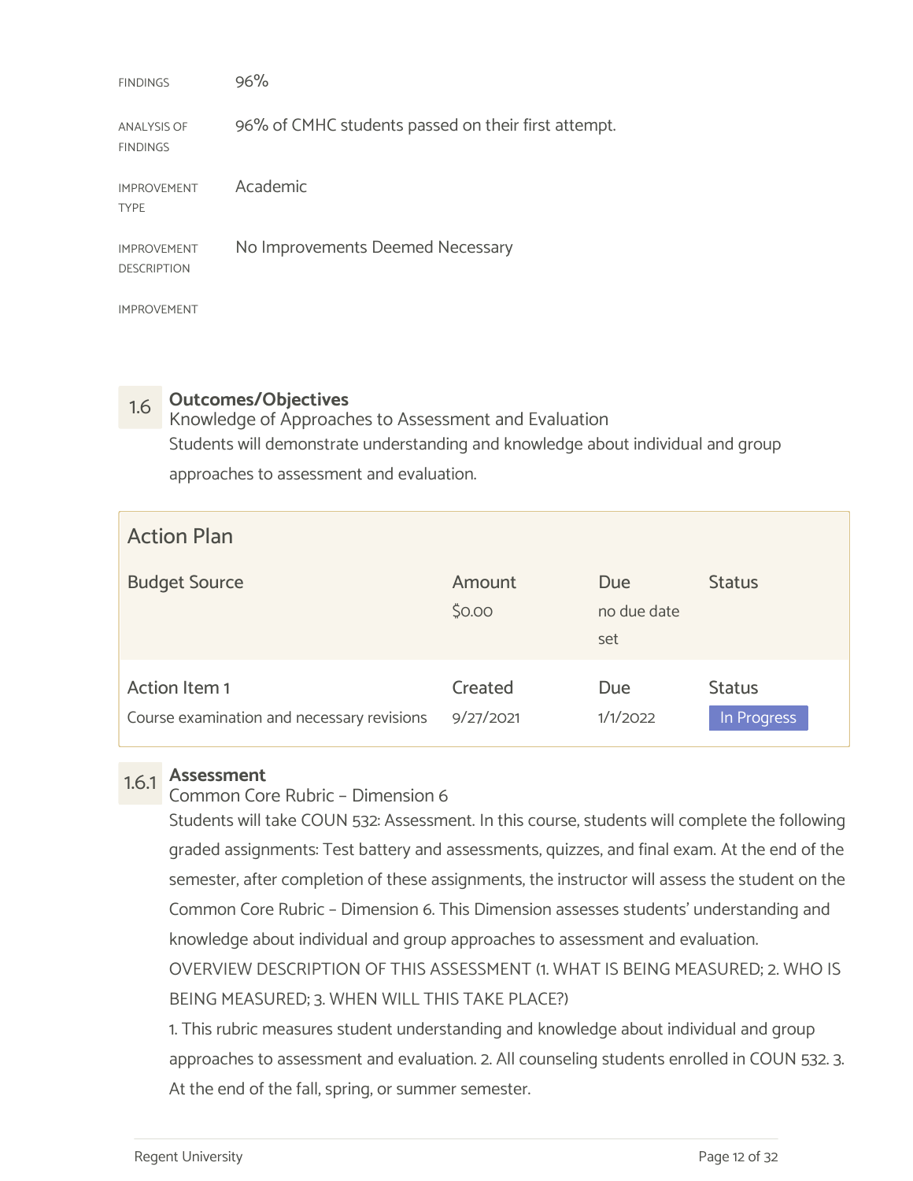| | |
|---|---|
| FINDINGS | 96% |
| ANALYSIS OF FINDINGS | 96% of CMHC students passed on their first attempt. |
| IMPROVEMENT TYPE | Academic |
| IMPROVEMENT DESCRIPTION | No Improvements Deemed Necessary |
| IMPROVEMENT | |

## 1.6 Outcomes/Objectives

Knowledge of Approaches to Assessment and Evaluation

Students will demonstrate understanding and knowledge about individual and group approaches to assessment and evaluation.

**Action Plan**

| Budget Source | Amount | Due | Status |
|---|---|---|---|
| | $0.00 | no due date set | |

| Action Item 1 | Created | Due | Status |
|---|---|---|---|
| Course examination and necessary revisions | 9/27/2021 | 1/1/2022 | In Progress |

### 1.6.1 Assessment

Common Core Rubric – Dimension 6

Students will take COUN 532: Assessment. In this course, students will complete the following graded assignments: Test battery and assessments, quizzes, and final exam. At the end of the semester, after completion of these assignments, the instructor will assess the student on the Common Core Rubric – Dimension 6. This Dimension assesses students' understanding and knowledge about individual and group approaches to assessment and evaluation.

OVERVIEW DESCRIPTION OF THIS ASSESSMENT (1. WHAT IS BEING MEASURED; 2. WHO IS BEING MEASURED; 3. WHEN WILL THIS TAKE PLACE?)

1. This rubric measures student understanding and knowledge about individual and group approaches to assessment and evaluation. 2. All counseling students enrolled in COUN 532. 3. At the end of the fall, spring, or summer semester.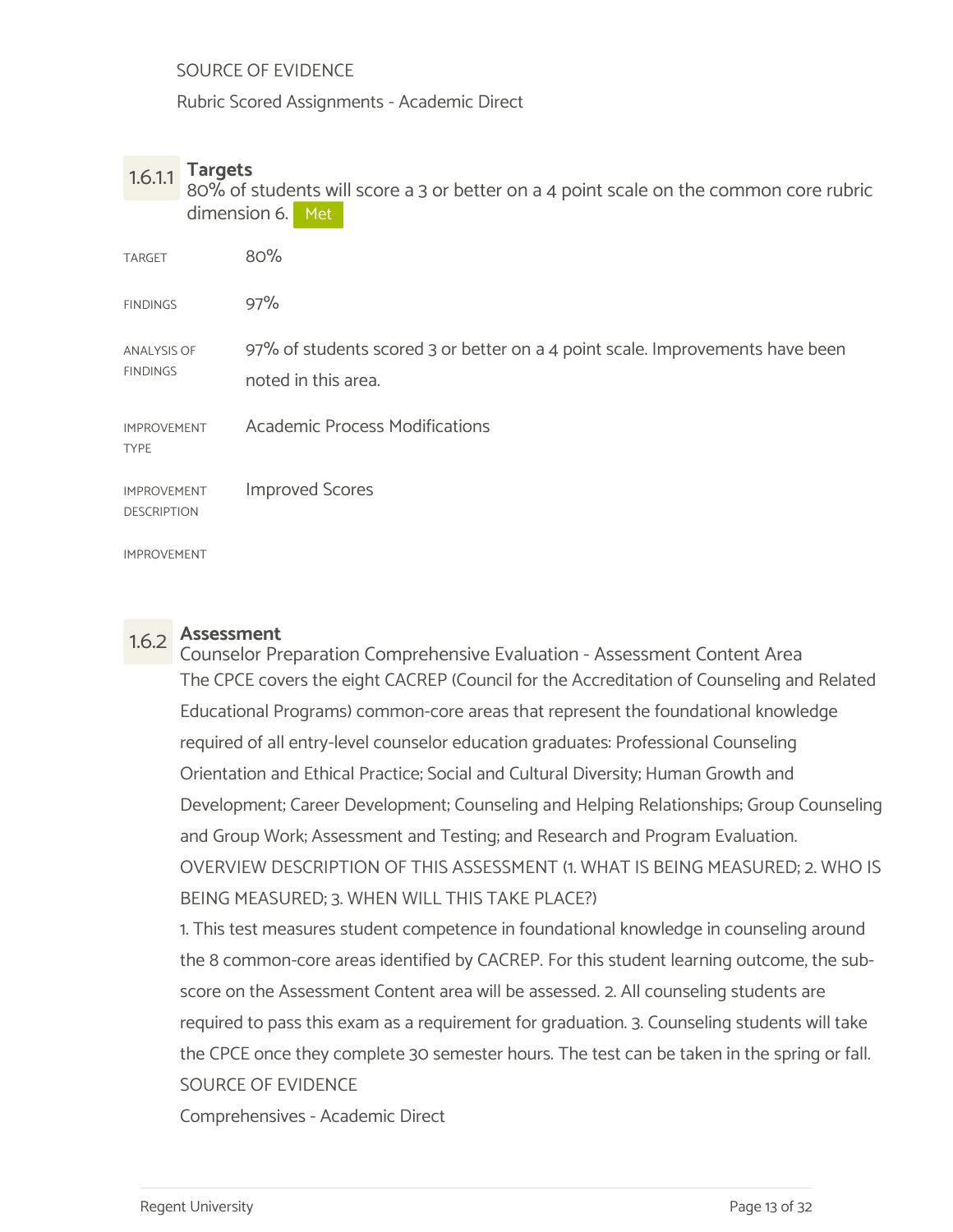SOURCE OF EVIDENCE

Rubric Scored Assignments - Academic Direct

### 1.6.1.1 Targets

80% of students will score a 3 or better on a 4 point scale on the common core rubric dimension 6. **Met**

| | |
|---|---|
| TARGET | 80% |
| FINDINGS | 97% |
| ANALYSIS OF FINDINGS | 97% of students scored 3 or better on a 4 point scale. Improvements have been noted in this area. |
| IMPROVEMENT TYPE | Academic Process Modifications |
| IMPROVEMENT DESCRIPTION | Improved Scores |
| IMPROVEMENT | |

### 1.6.2 Assessment

Counselor Preparation Comprehensive Evaluation - Assessment Content Area

The CPCE covers the eight CACREP (Council for the Accreditation of Counseling and Related Educational Programs) common-core areas that represent the foundational knowledge required of all entry-level counselor education graduates: Professional Counseling Orientation and Ethical Practice; Social and Cultural Diversity; Human Growth and Development; Career Development; Counseling and Helping Relationships; Group Counseling and Group Work; Assessment and Testing; and Research and Program Evaluation.

OVERVIEW DESCRIPTION OF THIS ASSESSMENT (1. WHAT IS BEING MEASURED; 2. WHO IS BEING MEASURED; 3. WHEN WILL THIS TAKE PLACE?)

1. This test measures student competence in foundational knowledge in counseling around the 8 common-core areas identified by CACREP. For this student learning outcome, the sub-score on the Assessment Content area will be assessed. 2. All counseling students are required to pass this exam as a requirement for graduation. 3. Counseling students will take the CPCE once they complete 30 semester hours. The test can be taken in the spring or fall.

SOURCE OF EVIDENCE

Comprehensives - Academic Direct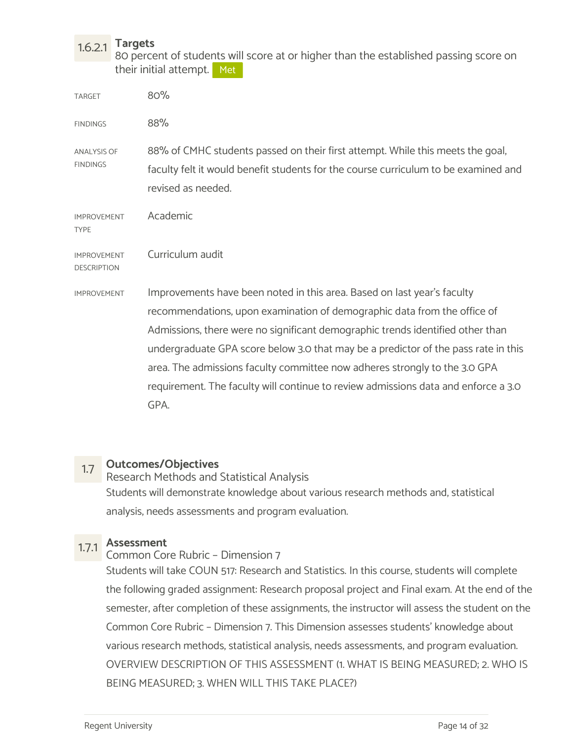### 1.6.2.1 Targets

80 percent of students will score at or higher than the established passing score on their initial attempt. Met

| | |
|---|---|
| TARGET | 80% |
| FINDINGS | 88% |
| ANALYSIS OF FINDINGS | 88% of CMHC students passed on their first attempt. While this meets the goal, faculty felt it would benefit students for the course curriculum to be examined and revised as needed. |
| IMPROVEMENT TYPE | Academic |
| IMPROVEMENT DESCRIPTION | Curriculum audit |
| IMPROVEMENT | Improvements have been noted in this area. Based on last year's faculty recommendations, upon examination of demographic data from the office of Admissions, there were no significant demographic trends identified other than undergraduate GPA score below 3.0 that may be a predictor of the pass rate in this area. The admissions faculty committee now adheres strongly to the 3.0 GPA requirement. The faculty will continue to review admissions data and enforce a 3.0 GPA. |

## 1.7 Outcomes/Objectives

Research Methods and Statistical Analysis

Students will demonstrate knowledge about various research methods and, statistical analysis, needs assessments and program evaluation.

### 1.7.1 Assessment

Common Core Rubric – Dimension 7

Students will take COUN 517: Research and Statistics. In this course, students will complete the following graded assignment: Research proposal project and Final exam. At the end of the semester, after completion of these assignments, the instructor will assess the student on the Common Core Rubric – Dimension 7. This Dimension assesses students' knowledge about various research methods, statistical analysis, needs assessments, and program evaluation. OVERVIEW DESCRIPTION OF THIS ASSESSMENT (1. WHAT IS BEING MEASURED; 2. WHO IS BEING MEASURED; 3. WHEN WILL THIS TAKE PLACE?)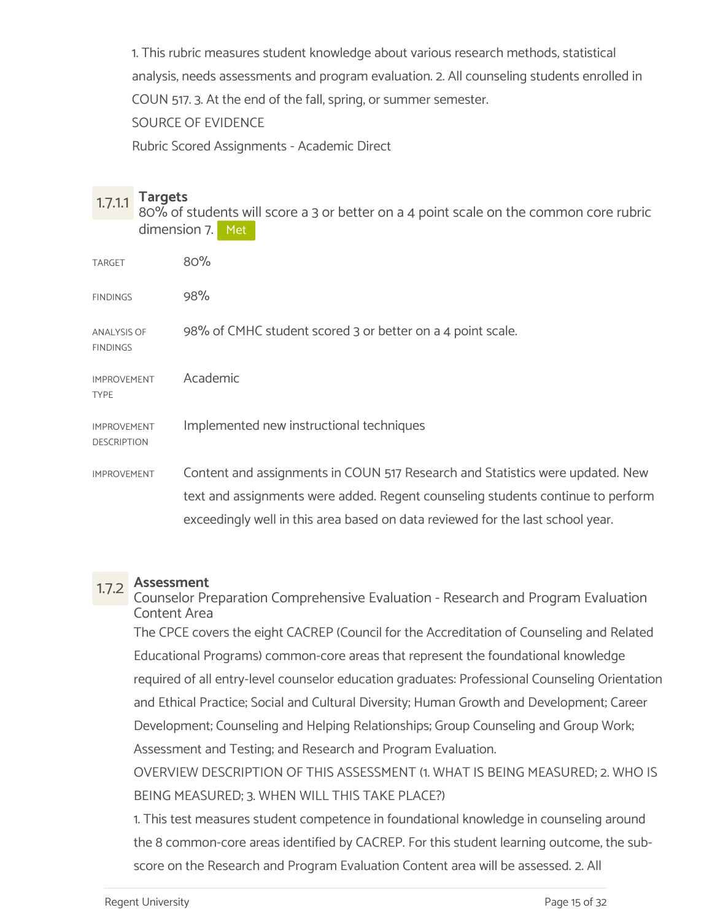1. This rubric measures student knowledge about various research methods, statistical analysis, needs assessments and program evaluation. 2. All counseling students enrolled in COUN 517. 3. At the end of the fall, spring, or summer semester.

SOURCE OF EVIDENCE

Rubric Scored Assignments - Academic Direct

### 1.7.1.1 Targets

80% of students will score a 3 or better on a 4 point scale on the common core rubric dimension 7. Met

| | |
|---|---|
| TARGET | 80% |
| FINDINGS | 98% |
| ANALYSIS OF FINDINGS | 98% of CMHC student scored 3 or better on a 4 point scale. |
| IMPROVEMENT TYPE | Academic |
| IMPROVEMENT DESCRIPTION | Implemented new instructional techniques |
| IMPROVEMENT | Content and assignments in COUN 517 Research and Statistics were updated. New text and assignments were added. Regent counseling students continue to perform exceedingly well in this area based on data reviewed for the last school year. |

### 1.7.2 Assessment

Counselor Preparation Comprehensive Evaluation - Research and Program Evaluation Content Area

The CPCE covers the eight CACREP (Council for the Accreditation of Counseling and Related Educational Programs) common-core areas that represent the foundational knowledge required of all entry-level counselor education graduates: Professional Counseling Orientation and Ethical Practice; Social and Cultural Diversity; Human Growth and Development; Career Development; Counseling and Helping Relationships; Group Counseling and Group Work; Assessment and Testing; and Research and Program Evaluation.

OVERVIEW DESCRIPTION OF THIS ASSESSMENT (1. WHAT IS BEING MEASURED; 2. WHO IS BEING MEASURED; 3. WHEN WILL THIS TAKE PLACE?)

1. This test measures student competence in foundational knowledge in counseling around the 8 common-core areas identified by CACREP. For this student learning outcome, the sub-score on the Research and Program Evaluation Content area will be assessed. 2. All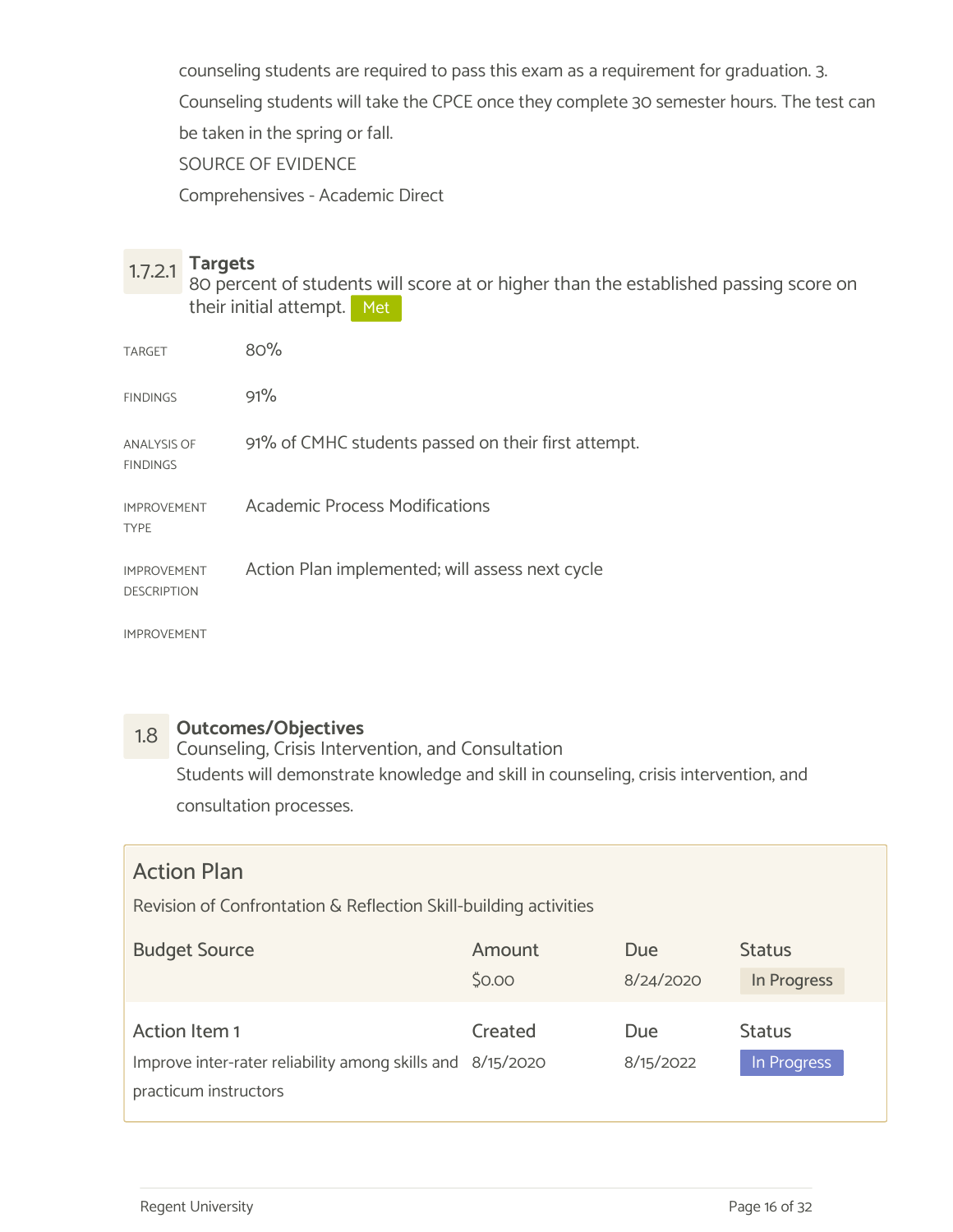counseling students are required to pass this exam as a requirement for graduation. 3. Counseling students will take the CPCE once they complete 30 semester hours. The test can be taken in the spring or fall.

SOURCE OF EVIDENCE

Comprehensives - Academic Direct

### 1.7.2.1 Targets

80 percent of students will score at or higher than the established passing score on their initial attempt. Met

| | |
|---|---|
| TARGET | 80% |
| FINDINGS | 91% |
| ANALYSIS OF FINDINGS | 91% of CMHC students passed on their first attempt. |
| IMPROVEMENT TYPE | Academic Process Modifications |
| IMPROVEMENT DESCRIPTION | Action Plan implemented; will assess next cycle |
| IMPROVEMENT | |

## 1.8 Outcomes/Objectives

Counseling, Crisis Intervention, and Consultation

Students will demonstrate knowledge and skill in counseling, crisis intervention, and consultation processes.

### Action Plan

Revision of Confrontation & Reflection Skill-building activities

| Budget Source | Amount | Due | Status |
|---|---|---|---|
| | $0.00 | 8/24/2020 | In Progress |

| Action Item 1 | Created | Due | Status |
|---|---|---|---|
| Improve inter-rater reliability among skills and practicum instructors | 8/15/2020 | 8/15/2022 | In Progress |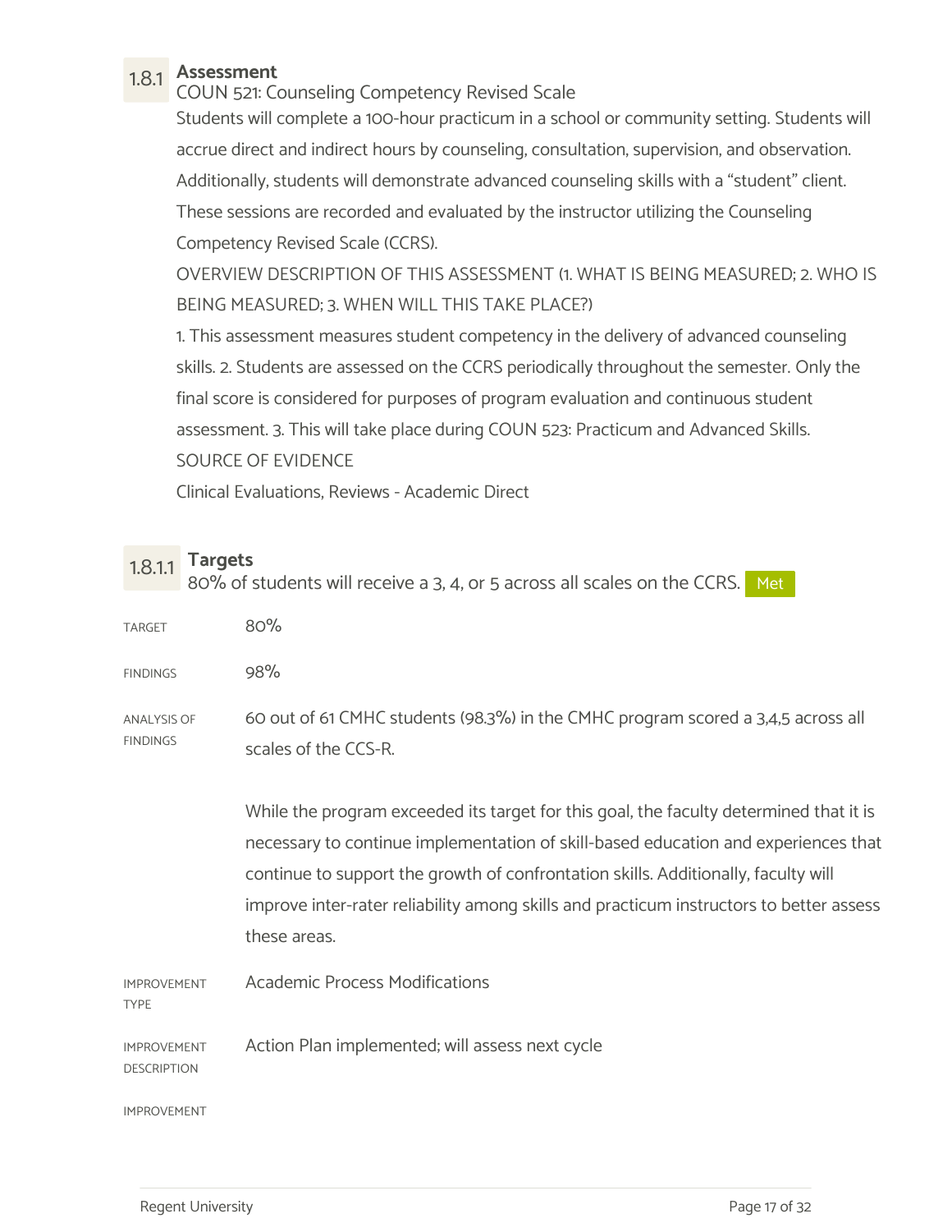## 1.8.1 Assessment

COUN 521: Counseling Competency Revised Scale

Students will complete a 100-hour practicum in a school or community setting. Students will accrue direct and indirect hours by counseling, consultation, supervision, and observation. Additionally, students will demonstrate advanced counseling skills with a "student" client. These sessions are recorded and evaluated by the instructor utilizing the Counseling Competency Revised Scale (CCRS).

OVERVIEW DESCRIPTION OF THIS ASSESSMENT (1. WHAT IS BEING MEASURED; 2. WHO IS BEING MEASURED; 3. WHEN WILL THIS TAKE PLACE?)

1. This assessment measures student competency in the delivery of advanced counseling skills. 2. Students are assessed on the CCRS periodically throughout the semester. Only the final score is considered for purposes of program evaluation and continuous student assessment. 3. This will take place during COUN 523: Practicum and Advanced Skills.

SOURCE OF EVIDENCE

Clinical Evaluations, Reviews - Academic Direct

### 1.8.1.1 Targets

80% of students will receive a 3, 4, or 5 across all scales on the CCRS. Met

TARGET

80%

FINDINGS

98%

ANALYSIS OF FINDINGS

60 out of 61 CMHC students (98.3%) in the CMHC program scored a 3,4,5 across all scales of the CCS-R.

While the program exceeded its target for this goal, the faculty determined that it is necessary to continue implementation of skill-based education and experiences that continue to support the growth of confrontation skills. Additionally, faculty will improve inter-rater reliability among skills and practicum instructors to better assess these areas.

IMPROVEMENT TYPE

Academic Process Modifications

IMPROVEMENT DESCRIPTION

Action Plan implemented; will assess next cycle

IMPROVEMENT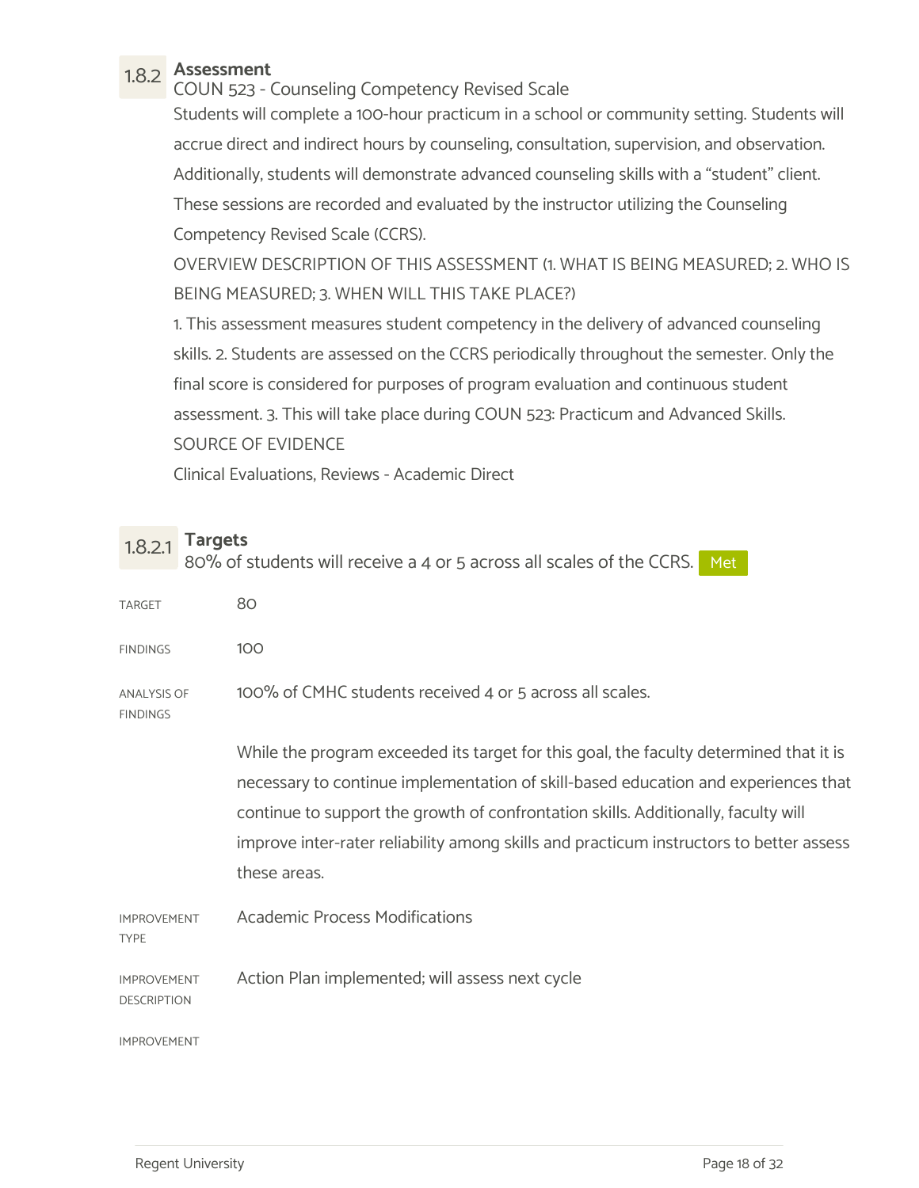### 1.8.2 Assessment

COUN 523 - Counseling Competency Revised Scale

Students will complete a 100-hour practicum in a school or community setting. Students will accrue direct and indirect hours by counseling, consultation, supervision, and observation. Additionally, students will demonstrate advanced counseling skills with a "student" client. These sessions are recorded and evaluated by the instructor utilizing the Counseling Competency Revised Scale (CCRS).

OVERVIEW DESCRIPTION OF THIS ASSESSMENT (1. WHAT IS BEING MEASURED; 2. WHO IS BEING MEASURED; 3. WHEN WILL THIS TAKE PLACE?)

1. This assessment measures student competency in the delivery of advanced counseling skills. 2. Students are assessed on the CCRS periodically throughout the semester. Only the final score is considered for purposes of program evaluation and continuous student assessment. 3. This will take place during COUN 523: Practicum and Advanced Skills.

SOURCE OF EVIDENCE

Clinical Evaluations, Reviews - Academic Direct

#### 1.8.2.1 Targets

80% of students will receive a 4 or 5 across all scales of the CCRS. Met

TARGET

80

FINDINGS

100

ANALYSIS OF FINDINGS

100% of CMHC students received 4 or 5 across all scales.

While the program exceeded its target for this goal, the faculty determined that it is necessary to continue implementation of skill-based education and experiences that continue to support the growth of confrontation skills. Additionally, faculty will improve inter-rater reliability among skills and practicum instructors to better assess these areas.

IMPROVEMENT TYPE

Academic Process Modifications

IMPROVEMENT DESCRIPTION

Action Plan implemented; will assess next cycle

IMPROVEMENT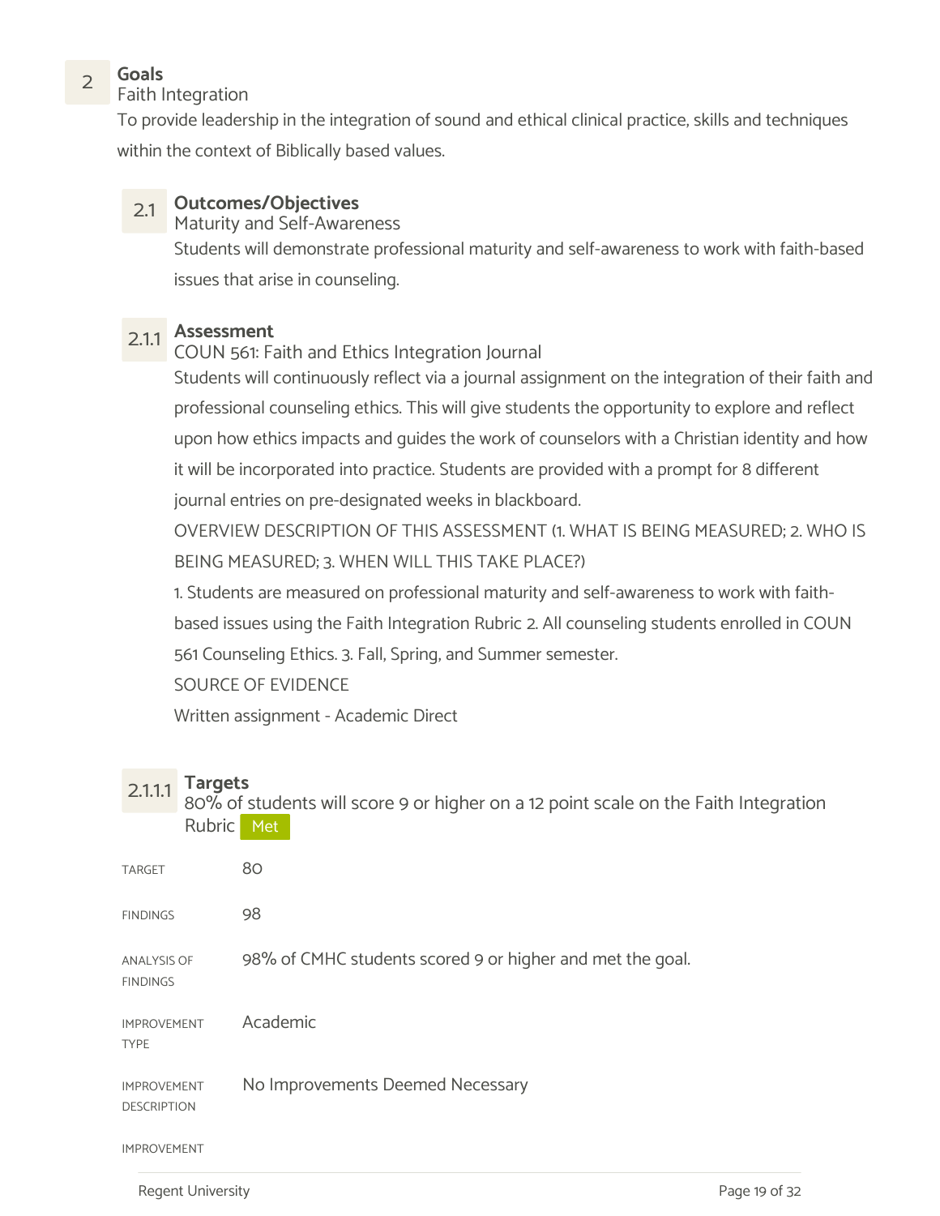## 2 Goals

Faith Integration

To provide leadership in the integration of sound and ethical clinical practice, skills and techniques within the context of Biblically based values.

### 2.1 Outcomes/Objectives

Maturity and Self-Awareness

Students will demonstrate professional maturity and self-awareness to work with faith-based issues that arise in counseling.

#### 2.1.1 Assessment

COUN 561: Faith and Ethics Integration Journal

Students will continuously reflect via a journal assignment on the integration of their faith and professional counseling ethics. This will give students the opportunity to explore and reflect upon how ethics impacts and guides the work of counselors with a Christian identity and how it will be incorporated into practice. Students are provided with a prompt for 8 different journal entries on pre-designated weeks in blackboard.

OVERVIEW DESCRIPTION OF THIS ASSESSMENT (1. WHAT IS BEING MEASURED; 2. WHO IS BEING MEASURED; 3. WHEN WILL THIS TAKE PLACE?)

1. Students are measured on professional maturity and self-awareness to work with faith-based issues using the Faith Integration Rubric 2. All counseling students enrolled in COUN 561 Counseling Ethics. 3. Fall, Spring, and Summer semester.

SOURCE OF EVIDENCE

Written assignment - Academic Direct

##### 2.1.1.1 Targets

80% of students will score 9 or higher on a 12 point scale on the Faith Integration Rubric Met

| | |
|---|---|
| TARGET | 80 |
| FINDINGS | 98 |
| ANALYSIS OF FINDINGS | 98% of CMHC students scored 9 or higher and met the goal. |
| IMPROVEMENT TYPE | Academic |
| IMPROVEMENT DESCRIPTION | No Improvements Deemed Necessary |
| IMPROVEMENT | |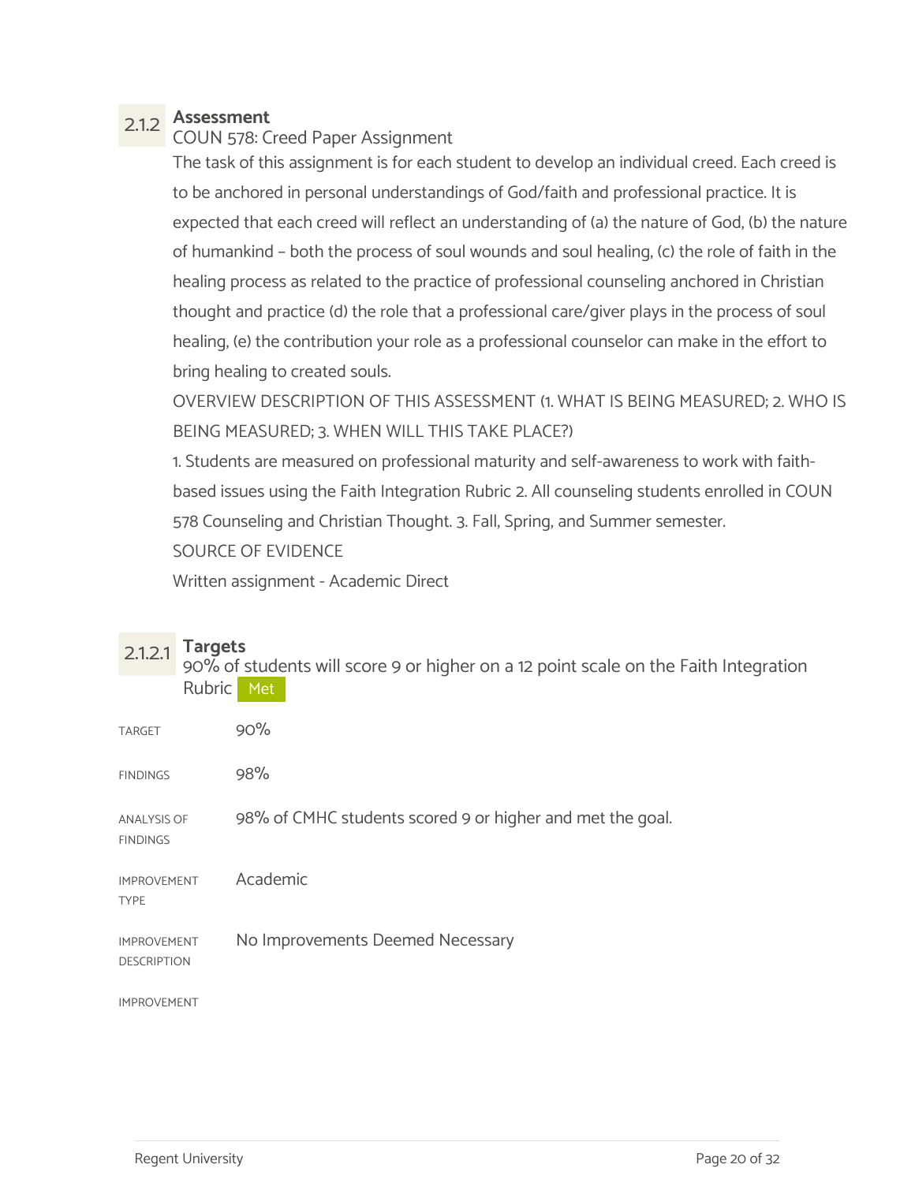### 2.1.2 Assessment

COUN 578: Creed Paper Assignment

The task of this assignment is for each student to develop an individual creed. Each creed is to be anchored in personal understandings of God/faith and professional practice. It is expected that each creed will reflect an understanding of (a) the nature of God, (b) the nature of humankind – both the process of soul wounds and soul healing, (c) the role of faith in the healing process as related to the practice of professional counseling anchored in Christian thought and practice (d) the role that a professional care/giver plays in the process of soul healing, (e) the contribution your role as a professional counselor can make in the effort to bring healing to created souls.

OVERVIEW DESCRIPTION OF THIS ASSESSMENT (1. WHAT IS BEING MEASURED; 2. WHO IS BEING MEASURED; 3. WHEN WILL THIS TAKE PLACE?)

1. Students are measured on professional maturity and self-awareness to work with faith-based issues using the Faith Integration Rubric 2. All counseling students enrolled in COUN 578 Counseling and Christian Thought. 3. Fall, Spring, and Summer semester.

SOURCE OF EVIDENCE

Written assignment - Academic Direct

#### 2.1.2.1 Targets

90% of students will score 9 or higher on a 12 point scale on the Faith Integration Rubric Met

| | |
|---|---|
| TARGET | 90% |
| FINDINGS | 98% |
| ANALYSIS OF FINDINGS | 98% of CMHC students scored 9 or higher and met the goal. |
| IMPROVEMENT TYPE | Academic |
| IMPROVEMENT DESCRIPTION | No Improvements Deemed Necessary |
| IMPROVEMENT | |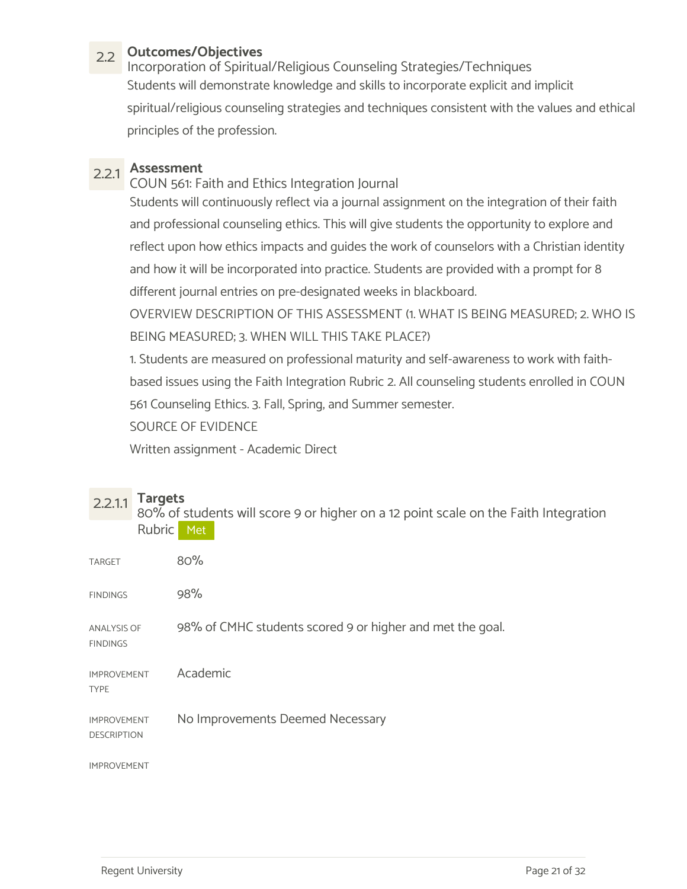## 2.2 Outcomes/Objectives

Incorporation of Spiritual/Religious Counseling Strategies/Techniques

Students will demonstrate knowledge and skills to incorporate explicit and implicit spiritual/religious counseling strategies and techniques consistent with the values and ethical principles of the profession.

### 2.2.1 Assessment

COUN 561: Faith and Ethics Integration Journal

Students will continuously reflect via a journal assignment on the integration of their faith and professional counseling ethics. This will give students the opportunity to explore and reflect upon how ethics impacts and guides the work of counselors with a Christian identity and how it will be incorporated into practice. Students are provided with a prompt for 8 different journal entries on pre-designated weeks in blackboard.

OVERVIEW DESCRIPTION OF THIS ASSESSMENT (1. WHAT IS BEING MEASURED; 2. WHO IS BEING MEASURED; 3. WHEN WILL THIS TAKE PLACE?)

1. Students are measured on professional maturity and self-awareness to work with faith-based issues using the Faith Integration Rubric 2. All counseling students enrolled in COUN 561 Counseling Ethics. 3. Fall, Spring, and Summer semester.

SOURCE OF EVIDENCE

Written assignment - Academic Direct

#### 2.2.1.1 Targets

80% of students will score 9 or higher on a 12 point scale on the Faith Integration Rubric **Met**

| | |
|---|---|
| TARGET | 80% |
| FINDINGS | 98% |
| ANALYSIS OF FINDINGS | 98% of CMHC students scored 9 or higher and met the goal. |
| IMPROVEMENT TYPE | Academic |
| IMPROVEMENT DESCRIPTION | No Improvements Deemed Necessary |
| IMPROVEMENT | |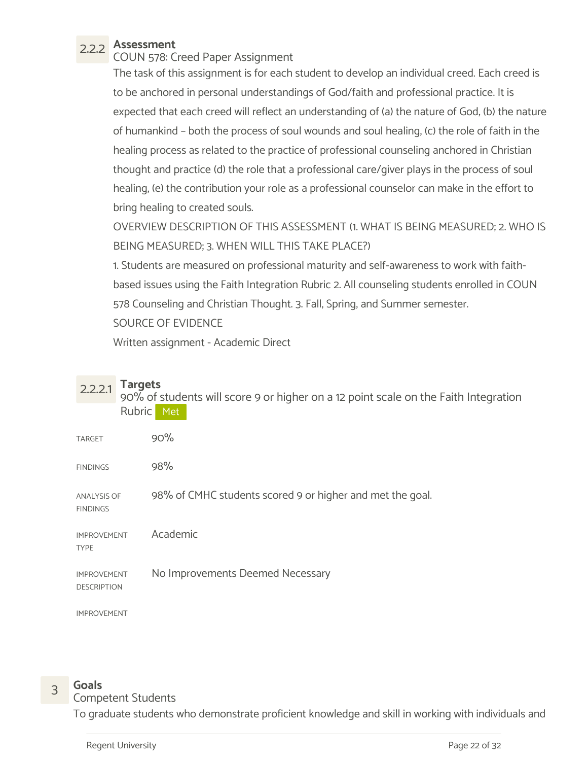### 2.2.2 Assessment

COUN 578: Creed Paper Assignment

The task of this assignment is for each student to develop an individual creed. Each creed is to be anchored in personal understandings of God/faith and professional practice. It is expected that each creed will reflect an understanding of (a) the nature of God, (b) the nature of humankind – both the process of soul wounds and soul healing, (c) the role of faith in the healing process as related to the practice of professional counseling anchored in Christian thought and practice (d) the role that a professional care/giver plays in the process of soul healing, (e) the contribution your role as a professional counselor can make in the effort to bring healing to created souls.

OVERVIEW DESCRIPTION OF THIS ASSESSMENT (1. WHAT IS BEING MEASURED; 2. WHO IS BEING MEASURED; 3. WHEN WILL THIS TAKE PLACE?)

1. Students are measured on professional maturity and self-awareness to work with faith-based issues using the Faith Integration Rubric 2. All counseling students enrolled in COUN 578 Counseling and Christian Thought. 3. Fall, Spring, and Summer semester.

SOURCE OF EVIDENCE

Written assignment - Academic Direct

#### 2.2.2.1 Targets

90% of students will score 9 or higher on a 12 point scale on the Faith Integration Rubric **Met**

| | |
|---|---|
| TARGET | 90% |
| FINDINGS | 98% |
| ANALYSIS OF FINDINGS | 98% of CMHC students scored 9 or higher and met the goal. |
| IMPROVEMENT TYPE | Academic |
| IMPROVEMENT DESCRIPTION | No Improvements Deemed Necessary |
| IMPROVEMENT | |

## 3 Goals

Competent Students

To graduate students who demonstrate proficient knowledge and skill in working with individuals and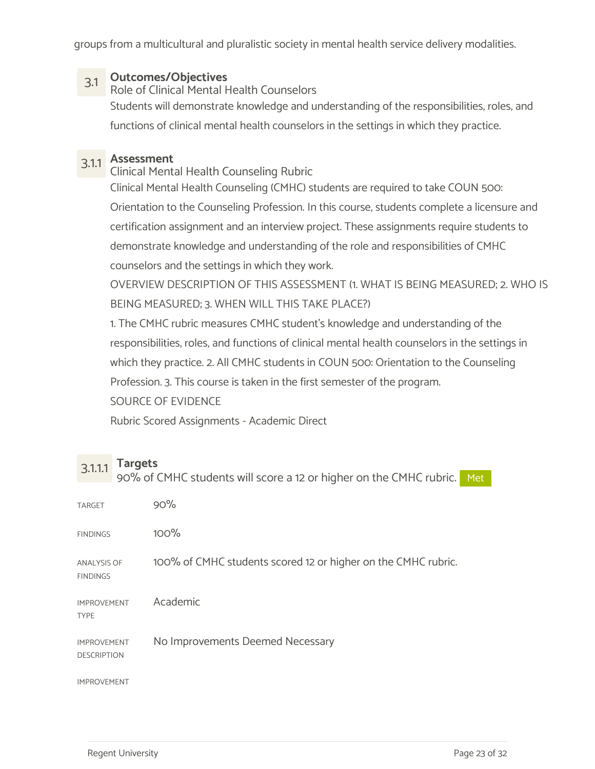groups from a multicultural and pluralistic society in mental health service delivery modalities.

### 3.1 Outcomes/Objectives

Role of Clinical Mental Health Counselors

Students will demonstrate knowledge and understanding of the responsibilities, roles, and functions of clinical mental health counselors in the settings in which they practice.

### 3.1.1 Assessment

Clinical Mental Health Counseling Rubric

Clinical Mental Health Counseling (CMHC) students are required to take COUN 500: Orientation to the Counseling Profession. In this course, students complete a licensure and certification assignment and an interview project. These assignments require students to demonstrate knowledge and understanding of the role and responsibilities of CMHC counselors and the settings in which they work.

OVERVIEW DESCRIPTION OF THIS ASSESSMENT (1. WHAT IS BEING MEASURED; 2. WHO IS BEING MEASURED; 3. WHEN WILL THIS TAKE PLACE?)

1. The CMHC rubric measures CMHC student's knowledge and understanding of the responsibilities, roles, and functions of clinical mental health counselors in the settings in which they practice. 2. All CMHC students in COUN 500: Orientation to the Counseling Profession. 3. This course is taken in the first semester of the program.

SOURCE OF EVIDENCE

Rubric Scored Assignments - Academic Direct

### 3.1.1.1 Targets

90% of CMHC students will score a 12 or higher on the CMHC rubric. Met

| | |
|---|---|
| TARGET | 90% |
| FINDINGS | 100% |
| ANALYSIS OF FINDINGS | 100% of CMHC students scored 12 or higher on the CMHC rubric. |
| IMPROVEMENT TYPE | Academic |
| IMPROVEMENT DESCRIPTION | No Improvements Deemed Necessary |
| IMPROVEMENT | |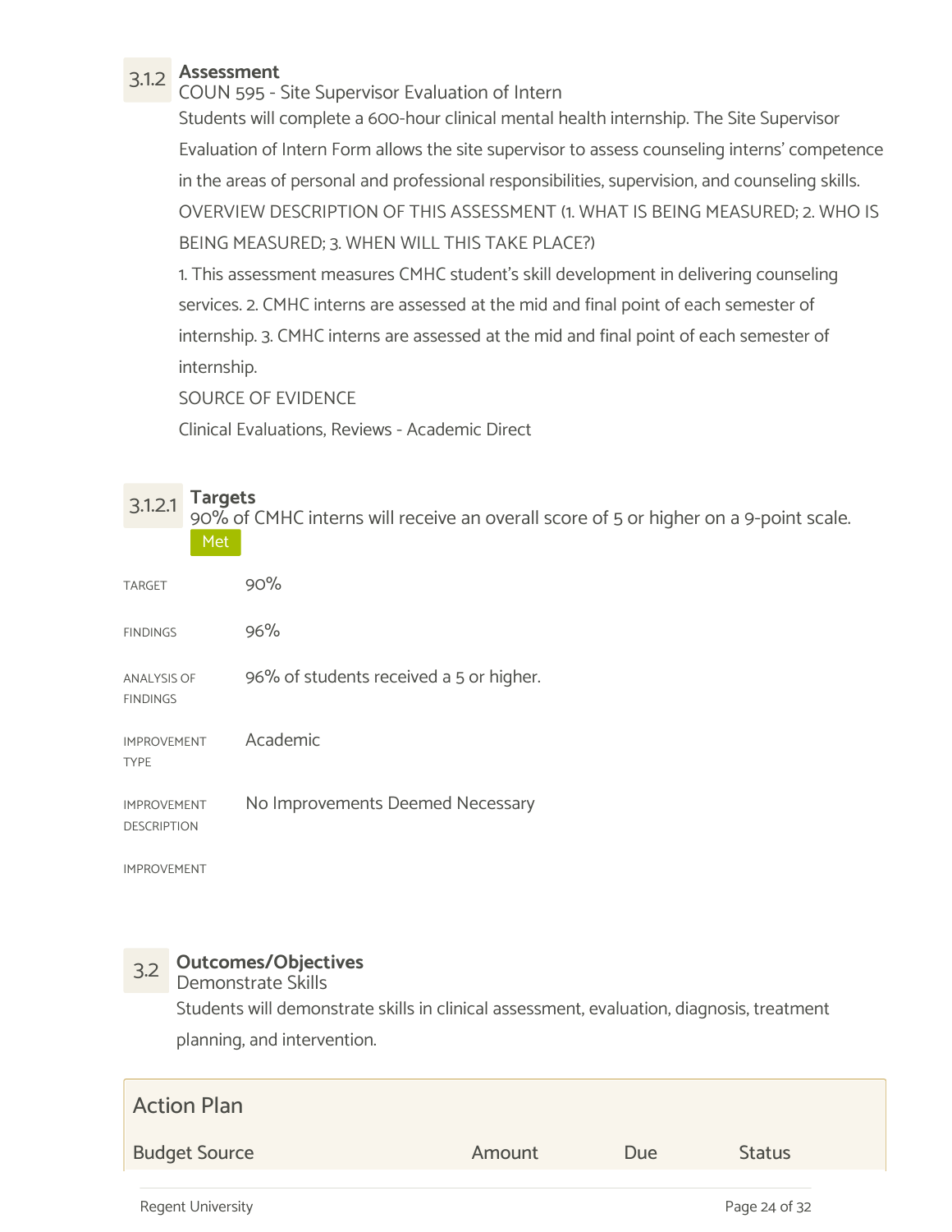### 3.1.2 Assessment

COUN 595 - Site Supervisor Evaluation of Intern

Students will complete a 600-hour clinical mental health internship. The Site Supervisor Evaluation of Intern Form allows the site supervisor to assess counseling interns' competence in the areas of personal and professional responsibilities, supervision, and counseling skills.

OVERVIEW DESCRIPTION OF THIS ASSESSMENT (1. WHAT IS BEING MEASURED; 2. WHO IS BEING MEASURED; 3. WHEN WILL THIS TAKE PLACE?)

1. This assessment measures CMHC student's skill development in delivering counseling services. 2. CMHC interns are assessed at the mid and final point of each semester of internship. 3. CMHC interns are assessed at the mid and final point of each semester of internship.

SOURCE OF EVIDENCE

Clinical Evaluations, Reviews - Academic Direct

#### 3.1.2.1 Targets

90% of CMHC interns will receive an overall score of 5 or higher on a 9-point scale.

Met

| | |
|---|---|
| TARGET | 90% |
| FINDINGS | 96% |
| ANALYSIS OF FINDINGS | 96% of students received a 5 or higher. |
| IMPROVEMENT TYPE | Academic |
| IMPROVEMENT DESCRIPTION | No Improvements Deemed Necessary |
| IMPROVEMENT | |

## 3.2 Outcomes/Objectives

Demonstrate Skills

Students will demonstrate skills in clinical assessment, evaluation, diagnosis, treatment planning, and intervention.

### Action Plan

| Budget Source | Amount | Due | Status |
|---|---|---|---|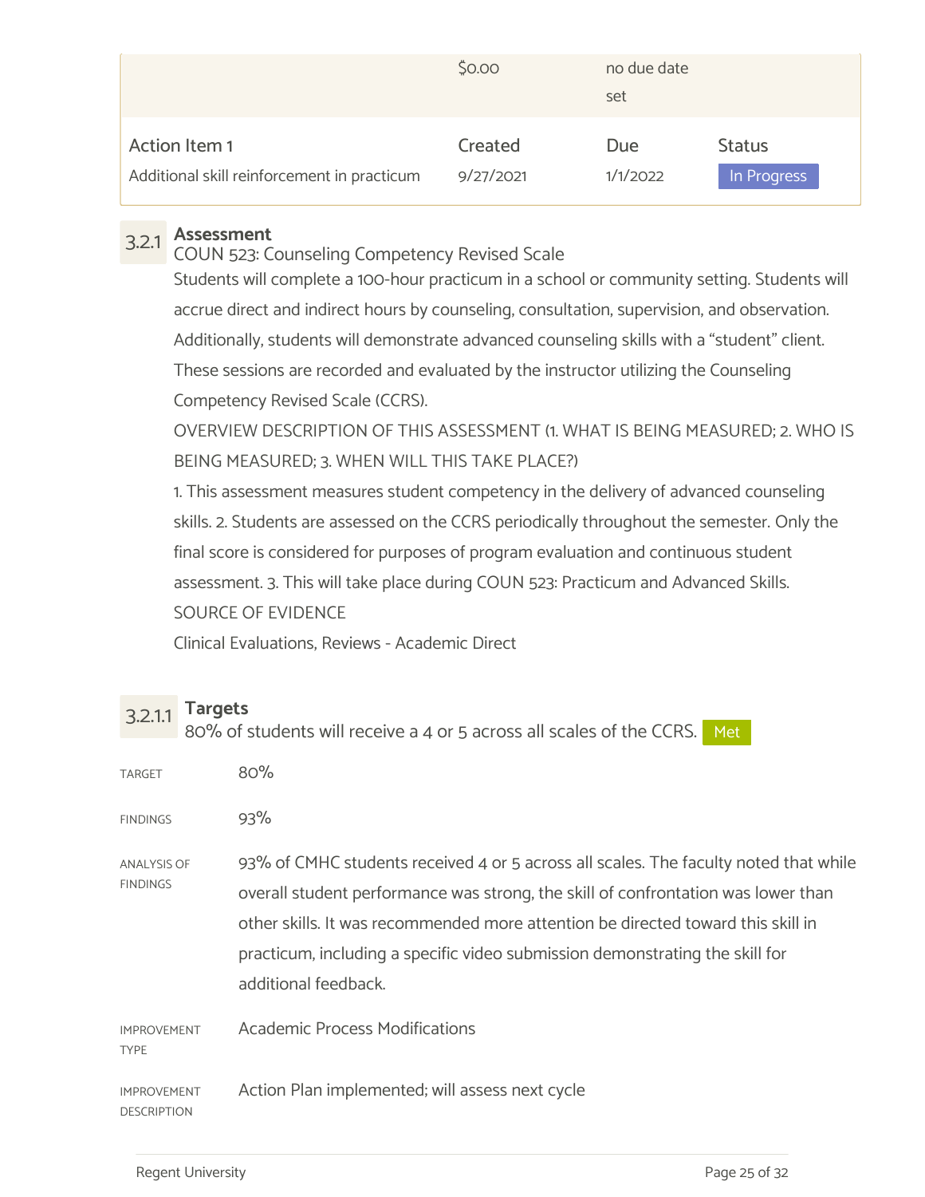| | $0.00 | no due date set | |
|---|---|---|---|
| **Action Item 1** | **Created** | **Due** | **Status** |
| Additional skill reinforcement in practicum | 9/27/2021 | 1/1/2022 | In Progress |

### 3.2.1 Assessment

COUN 523: Counseling Competency Revised Scale

Students will complete a 100-hour practicum in a school or community setting. Students will accrue direct and indirect hours by counseling, consultation, supervision, and observation. Additionally, students will demonstrate advanced counseling skills with a "student" client. These sessions are recorded and evaluated by the instructor utilizing the Counseling Competency Revised Scale (CCRS).

OVERVIEW DESCRIPTION OF THIS ASSESSMENT (1. WHAT IS BEING MEASURED; 2. WHO IS BEING MEASURED; 3. WHEN WILL THIS TAKE PLACE?)

1. This assessment measures student competency in the delivery of advanced counseling skills. 2. Students are assessed on the CCRS periodically throughout the semester. Only the final score is considered for purposes of program evaluation and continuous student assessment. 3. This will take place during COUN 523: Practicum and Advanced Skills.

SOURCE OF EVIDENCE

Clinical Evaluations, Reviews - Academic Direct

#### 3.2.1.1 Targets

80% of students will receive a 4 or 5 across all scales of the CCRS. Met

| | |
|---|---|
| TARGET | 80% |
| FINDINGS | 93% |
| ANALYSIS OF FINDINGS | 93% of CMHC students received 4 or 5 across all scales. The faculty noted that while overall student performance was strong, the skill of confrontation was lower than other skills. It was recommended more attention be directed toward this skill in practicum, including a specific video submission demonstrating the skill for additional feedback. |
| IMPROVEMENT TYPE | Academic Process Modifications |
| IMPROVEMENT DESCRIPTION | Action Plan implemented; will assess next cycle |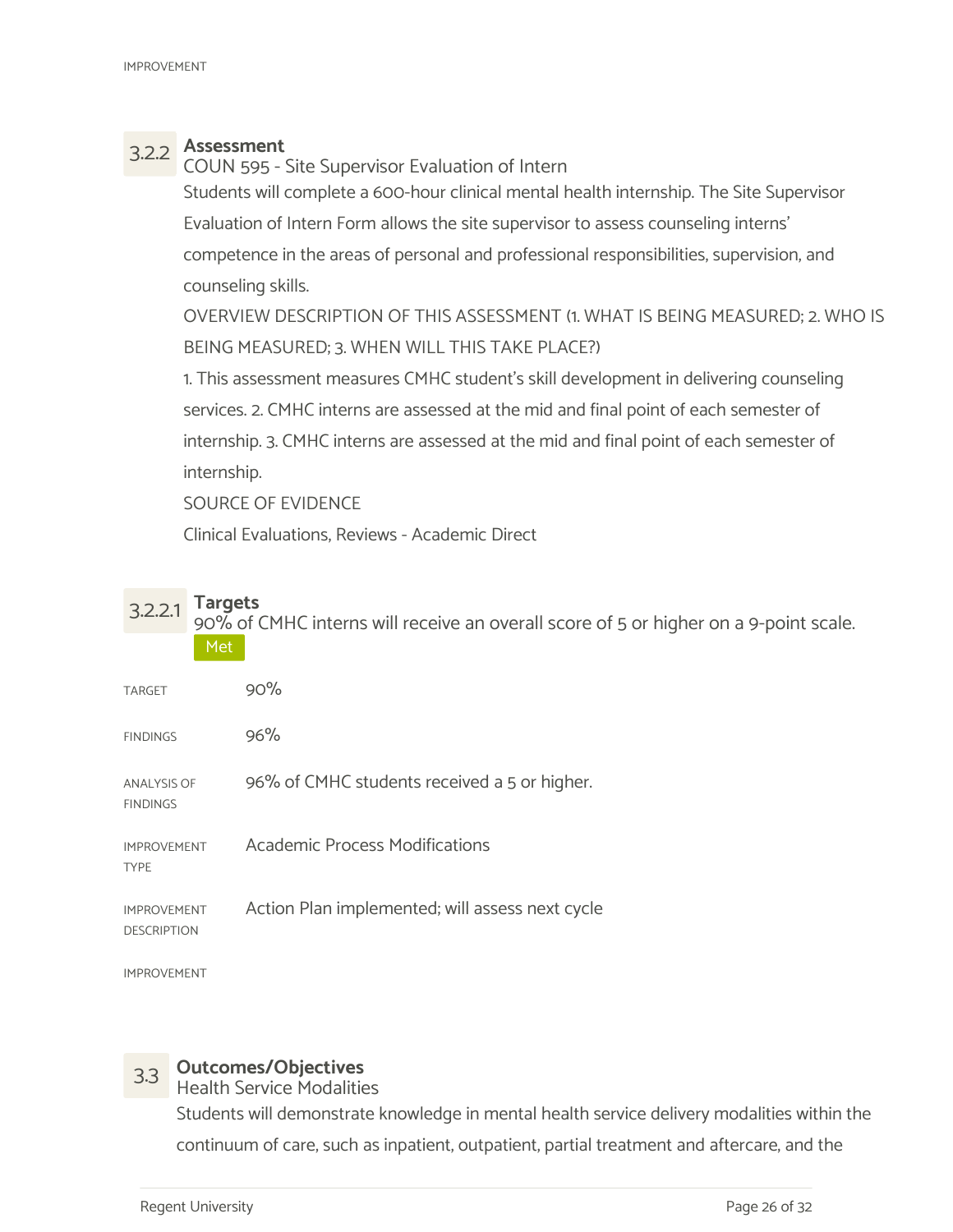### 3.2.2 Assessment

COUN 595 - Site Supervisor Evaluation of Intern

Students will complete a 600-hour clinical mental health internship. The Site Supervisor Evaluation of Intern Form allows the site supervisor to assess counseling interns' competence in the areas of personal and professional responsibilities, supervision, and counseling skills.

OVERVIEW DESCRIPTION OF THIS ASSESSMENT (1. WHAT IS BEING MEASURED; 2. WHO IS BEING MEASURED; 3. WHEN WILL THIS TAKE PLACE?)

1. This assessment measures CMHC student's skill development in delivering counseling services. 2. CMHC interns are assessed at the mid and final point of each semester of internship. 3. CMHC interns are assessed at the mid and final point of each semester of internship.

SOURCE OF EVIDENCE

Clinical Evaluations, Reviews - Academic Direct

#### 3.2.2.1 Targets

90% of CMHC interns will receive an overall score of 5 or higher on a 9-point scale.

Met

| | |
|---|---|
| TARGET | 90% |
| FINDINGS | 96% |
| ANALYSIS OF FINDINGS | 96% of CMHC students received a 5 or higher. |
| IMPROVEMENT TYPE | Academic Process Modifications |
| IMPROVEMENT DESCRIPTION | Action Plan implemented; will assess next cycle |
| IMPROVEMENT | |

## 3.3 Outcomes/Objectives

Health Service Modalities

Students will demonstrate knowledge in mental health service delivery modalities within the continuum of care, such as inpatient, outpatient, partial treatment and aftercare, and the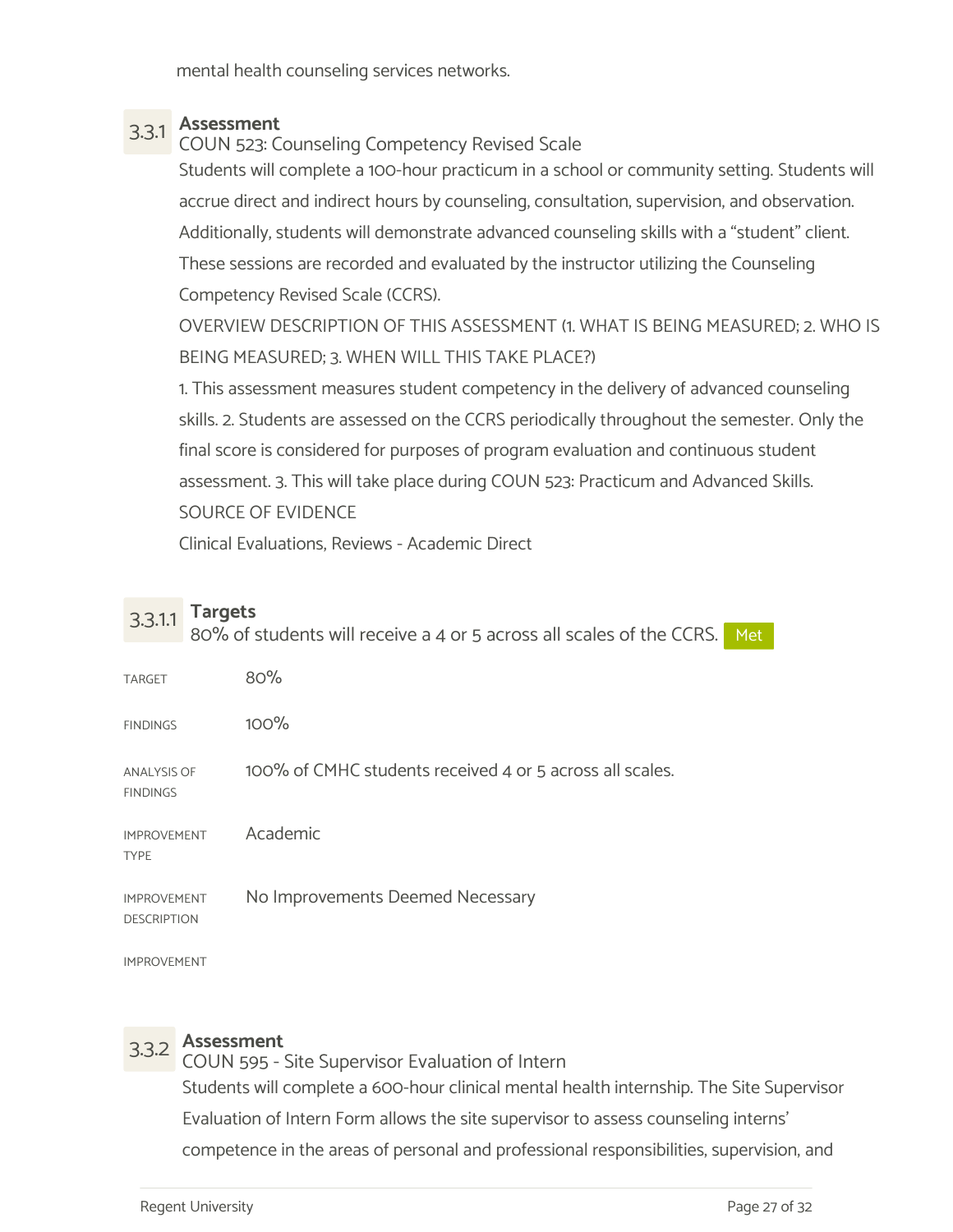mental health counseling services networks.

### 3.3.1 Assessment

COUN 523: Counseling Competency Revised Scale

Students will complete a 100-hour practicum in a school or community setting. Students will accrue direct and indirect hours by counseling, consultation, supervision, and observation. Additionally, students will demonstrate advanced counseling skills with a "student" client. These sessions are recorded and evaluated by the instructor utilizing the Counseling Competency Revised Scale (CCRS).

OVERVIEW DESCRIPTION OF THIS ASSESSMENT (1. WHAT IS BEING MEASURED; 2. WHO IS BEING MEASURED; 3. WHEN WILL THIS TAKE PLACE?)

1. This assessment measures student competency in the delivery of advanced counseling skills. 2. Students are assessed on the CCRS periodically throughout the semester. Only the final score is considered for purposes of program evaluation and continuous student assessment. 3. This will take place during COUN 523: Practicum and Advanced Skills.

SOURCE OF EVIDENCE

Clinical Evaluations, Reviews - Academic Direct

#### 3.3.1.1 Targets

80% of students will receive a 4 or 5 across all scales of the CCRS. **Met**

| | |
|---|---|
| TARGET | 80% |
| FINDINGS | 100% |
| ANALYSIS OF FINDINGS | 100% of CMHC students received 4 or 5 across all scales. |
| IMPROVEMENT TYPE | Academic |
| IMPROVEMENT DESCRIPTION | No Improvements Deemed Necessary |
| IMPROVEMENT | |

### 3.3.2 Assessment

COUN 595 - Site Supervisor Evaluation of Intern

Students will complete a 600-hour clinical mental health internship. The Site Supervisor Evaluation of Intern Form allows the site supervisor to assess counseling interns' competence in the areas of personal and professional responsibilities, supervision, and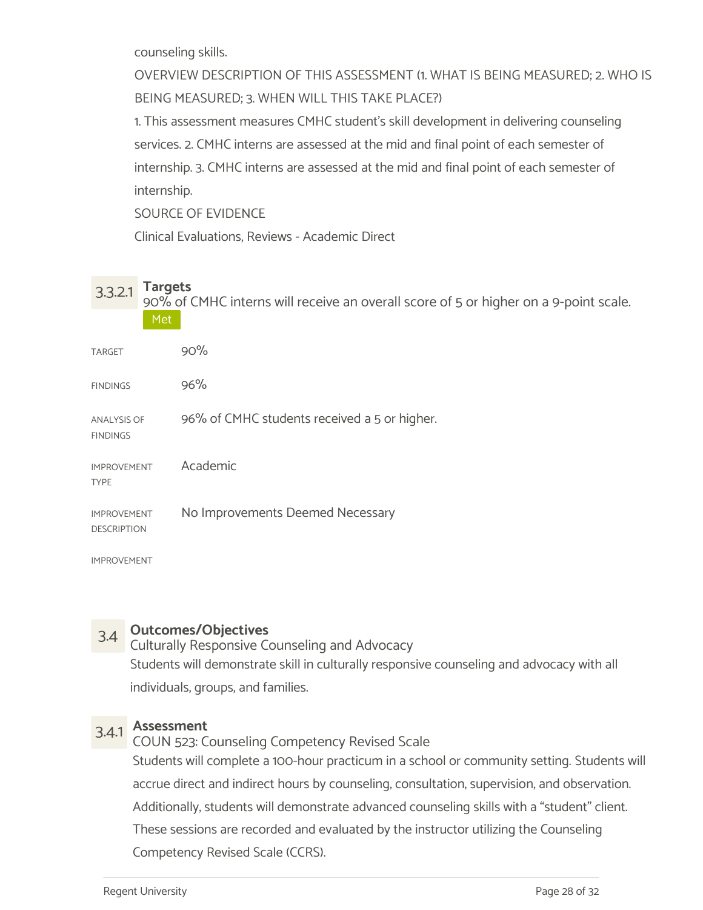counseling skills.

OVERVIEW DESCRIPTION OF THIS ASSESSMENT (1. WHAT IS BEING MEASURED; 2. WHO IS BEING MEASURED; 3. WHEN WILL THIS TAKE PLACE?)

1. This assessment measures CMHC student's skill development in delivering counseling services. 2. CMHC interns are assessed at the mid and final point of each semester of internship. 3. CMHC interns are assessed at the mid and final point of each semester of internship.

SOURCE OF EVIDENCE

Clinical Evaluations, Reviews - Academic Direct

### 3.3.2.1 Targets

90% of CMHC interns will receive an overall score of 5 or higher on a 9-point scale.

Met

| | |
|---|---|
| TARGET | 90% |
| FINDINGS | 96% |
| ANALYSIS OF FINDINGS | 96% of CMHC students received a 5 or higher. |
| IMPROVEMENT TYPE | Academic |
| IMPROVEMENT DESCRIPTION | No Improvements Deemed Necessary |
| IMPROVEMENT | |

## 3.4 Outcomes/Objectives

Culturally Responsive Counseling and Advocacy

Students will demonstrate skill in culturally responsive counseling and advocacy with all individuals, groups, and families.

### 3.4.1 Assessment

COUN 523: Counseling Competency Revised Scale

Students will complete a 100-hour practicum in a school or community setting. Students will accrue direct and indirect hours by counseling, consultation, supervision, and observation. Additionally, students will demonstrate advanced counseling skills with a "student" client. These sessions are recorded and evaluated by the instructor utilizing the Counseling Competency Revised Scale (CCRS).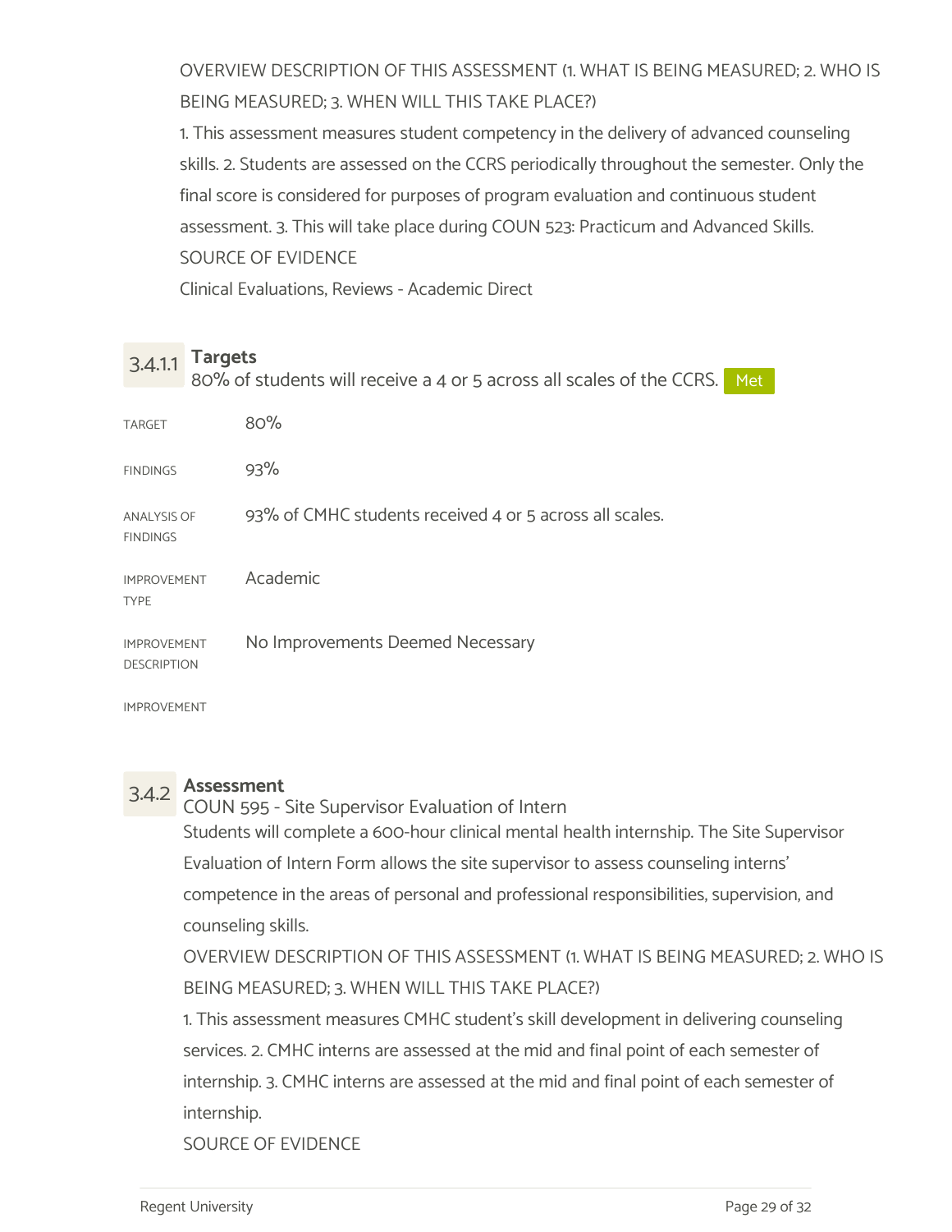OVERVIEW DESCRIPTION OF THIS ASSESSMENT (1. WHAT IS BEING MEASURED; 2. WHO IS BEING MEASURED; 3. WHEN WILL THIS TAKE PLACE?)

1. This assessment measures student competency in the delivery of advanced counseling skills. 2. Students are assessed on the CCRS periodically throughout the semester. Only the final score is considered for purposes of program evaluation and continuous student assessment. 3. This will take place during COUN 523: Practicum and Advanced Skills.

SOURCE OF EVIDENCE

Clinical Evaluations, Reviews - Academic Direct

### 3.4.1.1 Targets

80% of students will receive a 4 or 5 across all scales of the CCRS. **Met**

| | |
|---|---|
| TARGET | 80% |
| FINDINGS | 93% |
| ANALYSIS OF FINDINGS | 93% of CMHC students received 4 or 5 across all scales. |
| IMPROVEMENT TYPE | Academic |
| IMPROVEMENT DESCRIPTION | No Improvements Deemed Necessary |
| IMPROVEMENT | |

### 3.4.2 Assessment

COUN 595 - Site Supervisor Evaluation of Intern

Students will complete a 600-hour clinical mental health internship. The Site Supervisor Evaluation of Intern Form allows the site supervisor to assess counseling interns' competence in the areas of personal and professional responsibilities, supervision, and counseling skills.

OVERVIEW DESCRIPTION OF THIS ASSESSMENT (1. WHAT IS BEING MEASURED; 2. WHO IS BEING MEASURED; 3. WHEN WILL THIS TAKE PLACE?)

1. This assessment measures CMHC student's skill development in delivering counseling services. 2. CMHC interns are assessed at the mid and final point of each semester of internship. 3. CMHC interns are assessed at the mid and final point of each semester of internship.

SOURCE OF EVIDENCE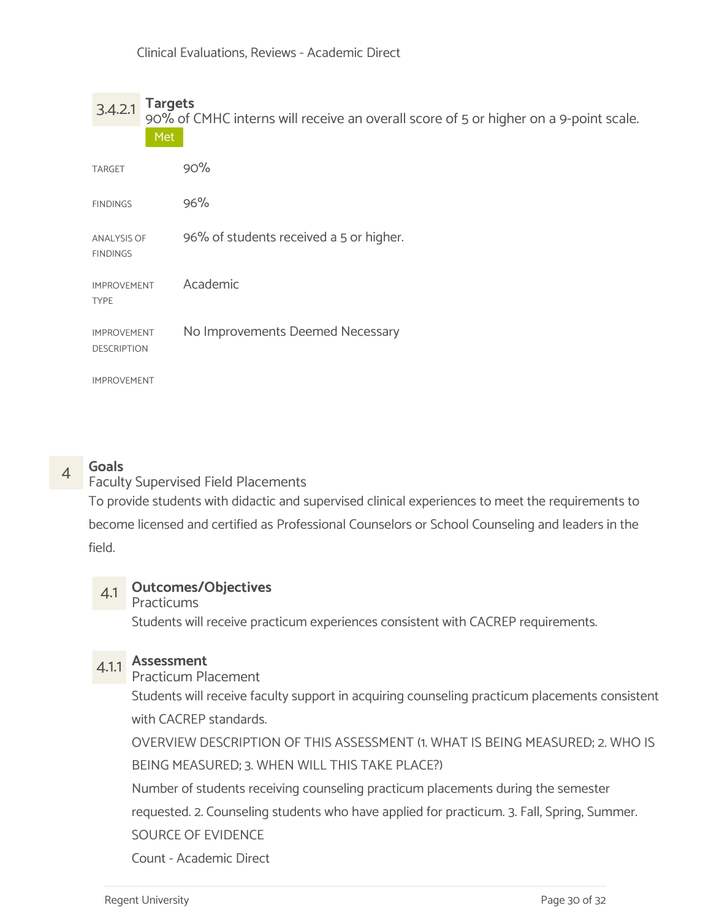Clinical Evaluations, Reviews - Academic Direct

#### 3.4.2.1 Targets

90% of CMHC interns will receive an overall score of 5 or higher on a 9-point scale.

Met

| | |
|---|---|
| TARGET | 90% |
| FINDINGS | 96% |
| ANALYSIS OF FINDINGS | 96% of students received a 5 or higher. |
| IMPROVEMENT TYPE | Academic |
| IMPROVEMENT DESCRIPTION | No Improvements Deemed Necessary |
| IMPROVEMENT | |

## 4 Goals

Faculty Supervised Field Placements

To provide students with didactic and supervised clinical experiences to meet the requirements to become licensed and certified as Professional Counselors or School Counseling and leaders in the field.

### 4.1 Outcomes/Objectives

Practicums

Students will receive practicum experiences consistent with CACREP requirements.

#### 4.1.1 Assessment

Practicum Placement

Students will receive faculty support in acquiring counseling practicum placements consistent with CACREP standards.

OVERVIEW DESCRIPTION OF THIS ASSESSMENT (1. WHAT IS BEING MEASURED; 2. WHO IS BEING MEASURED; 3. WHEN WILL THIS TAKE PLACE?)

Number of students receiving counseling practicum placements during the semester requested. 2. Counseling students who have applied for practicum. 3. Fall, Spring, Summer.

SOURCE OF EVIDENCE

Count - Academic Direct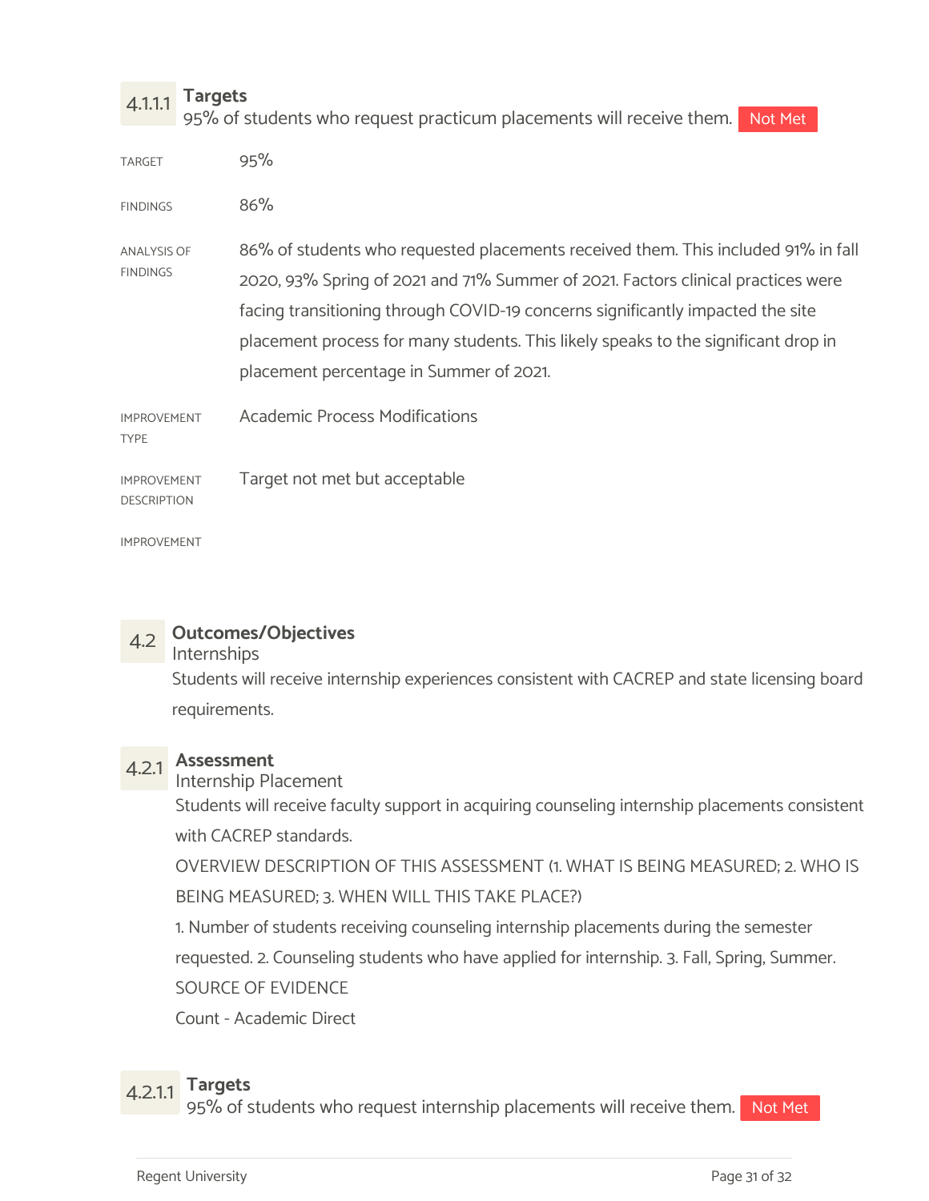#### 4.1.1.1 Targets

95% of students who request practicum placements will receive them. **Not Met**

| | |
|---|---|
| TARGET | 95% |
| FINDINGS | 86% |
| ANALYSIS OF FINDINGS | 86% of students who requested placements received them. This included 91% in fall 2020, 93% Spring of 2021 and 71% Summer of 2021. Factors clinical practices were facing transitioning through COVID-19 concerns significantly impacted the site placement process for many students. This likely speaks to the significant drop in placement percentage in Summer of 2021. |
| IMPROVEMENT TYPE | Academic Process Modifications |
| IMPROVEMENT DESCRIPTION | Target not met but acceptable |
| IMPROVEMENT | |

### 4.2 Outcomes/Objectives

Internships

Students will receive internship experiences consistent with CACREP and state licensing board requirements.

#### 4.2.1 Assessment

Internship Placement

Students will receive faculty support in acquiring counseling internship placements consistent with CACREP standards.

OVERVIEW DESCRIPTION OF THIS ASSESSMENT (1. WHAT IS BEING MEASURED; 2. WHO IS BEING MEASURED; 3. WHEN WILL THIS TAKE PLACE?)

1. Number of students receiving counseling internship placements during the semester requested. 2. Counseling students who have applied for internship. 3. Fall, Spring, Summer.

SOURCE OF EVIDENCE

Count - Academic Direct

#### 4.2.1.1 Targets

95% of students who request internship placements will receive them. **Not Met**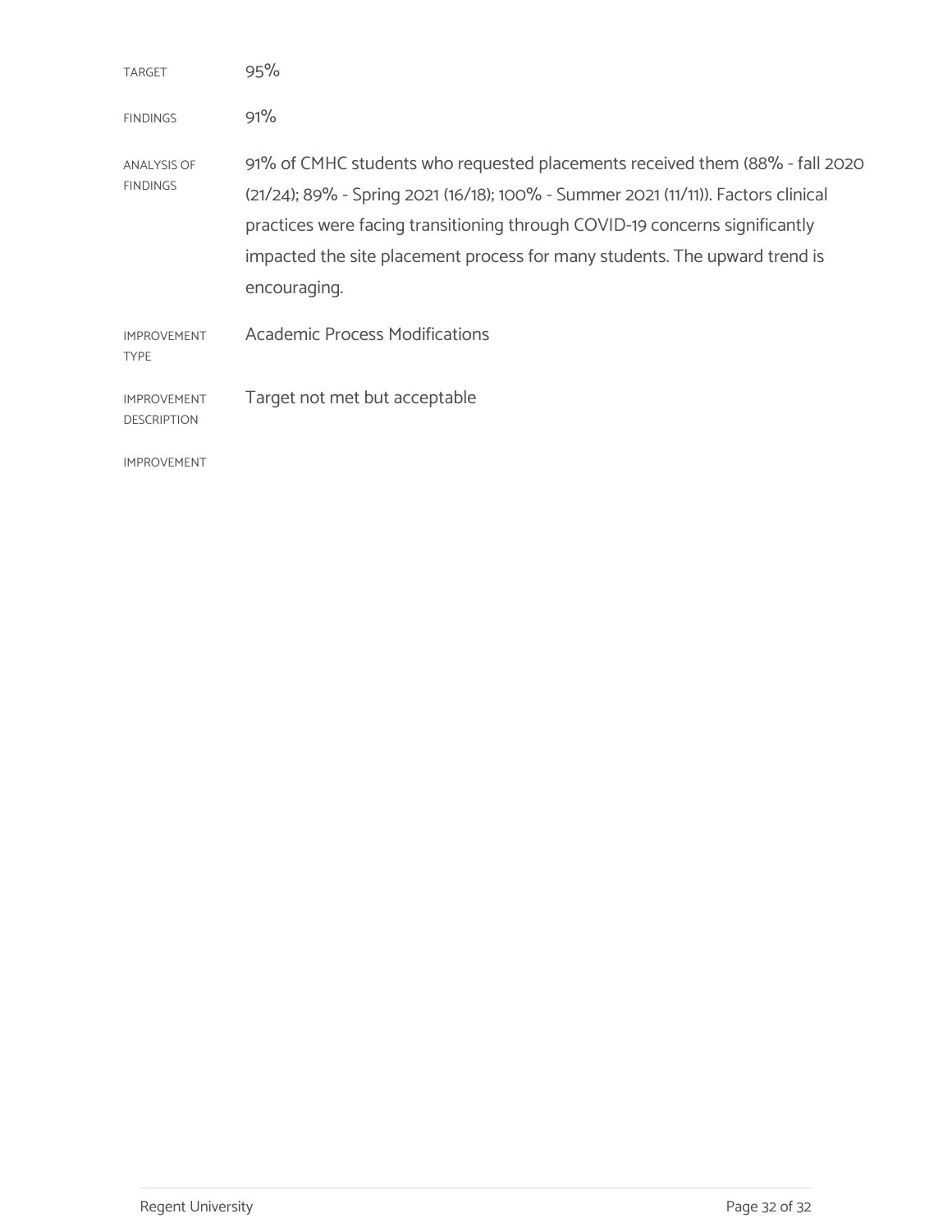| | |
|---|---|
| TARGET | 95% |
| FINDINGS | 91% |
| ANALYSIS OF FINDINGS | 91% of CMHC students who requested placements received them (88% - fall 2020 (21/24); 89% - Spring 2021 (16/18); 100% - Summer 2021 (11/11)). Factors clinical practices were facing transitioning through COVID-19 concerns significantly impacted the site placement process for many students. The upward trend is encouraging. |
| IMPROVEMENT TYPE | Academic Process Modifications |
| IMPROVEMENT DESCRIPTION | Target not met but acceptable |
| IMPROVEMENT | |